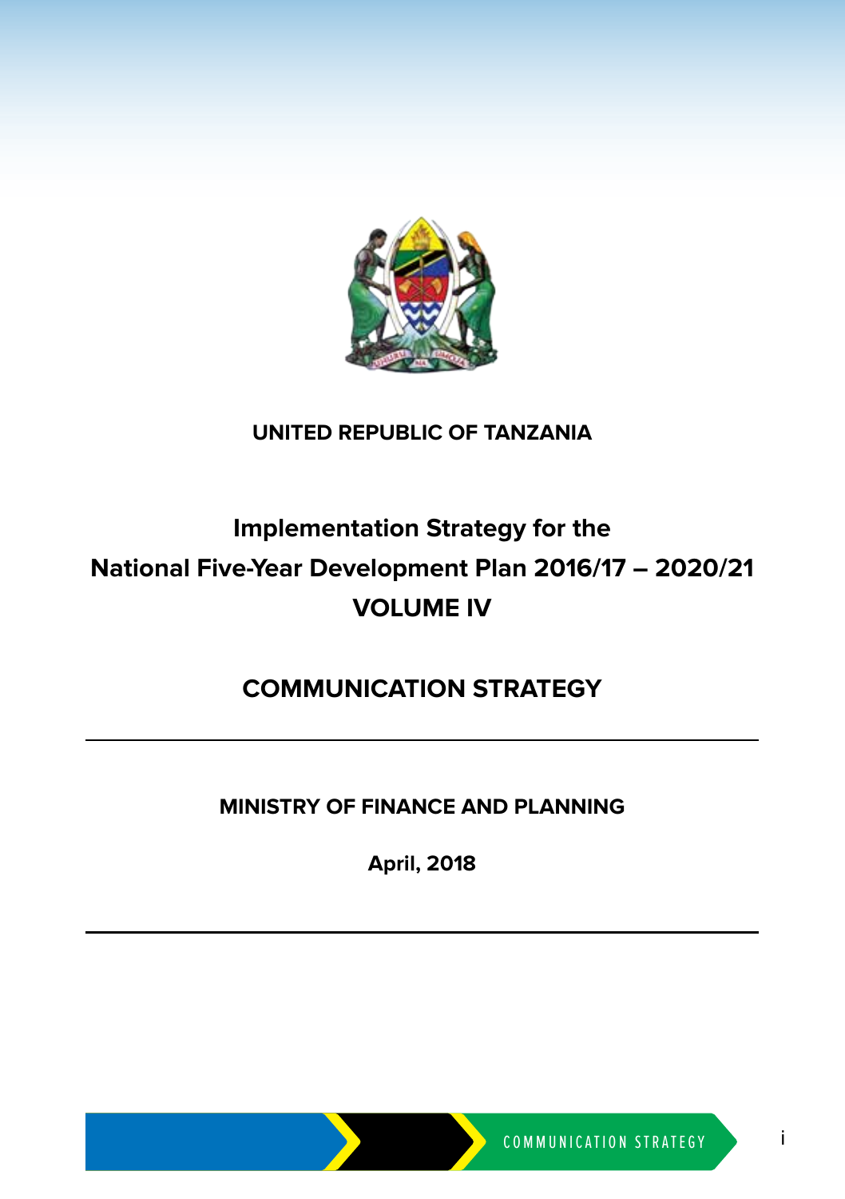**UNITED REPUBLIC OF TANZANIA**

# Implementation Strategy for the National Five-Year Development Plan 2016/17 – 2020/21 VOLUME IV

# COMMUNICATION STRATEGY

**MINISTRY OF FINANCE AND PLANNING**

**April, 2018**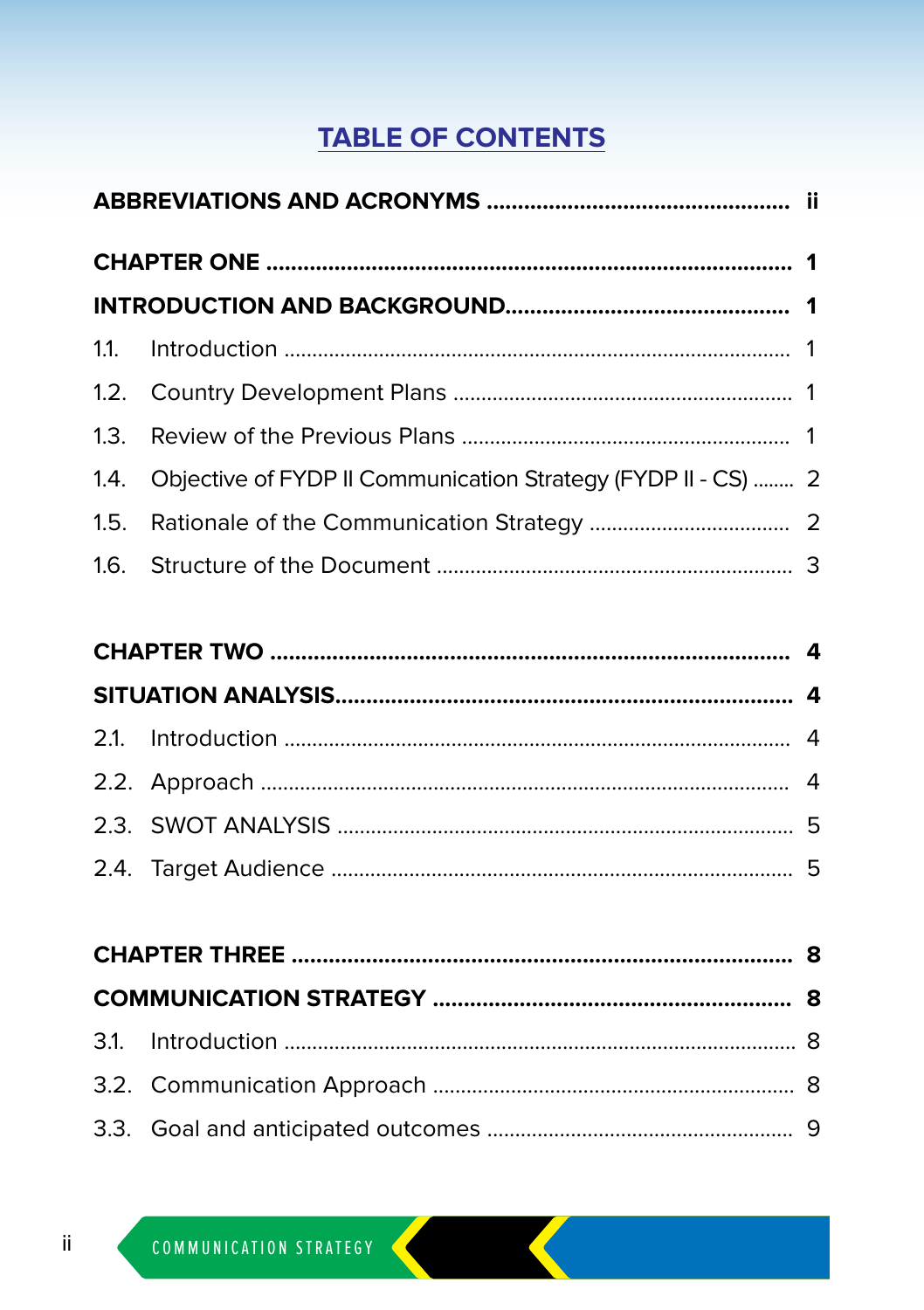# TABLE OF CONTENTS

**ABBREVIATIONS AND ACRONYMS ................................................ ii**

**CHAPTER ONE ..................................................................... 1**

**INTRODUCTION AND BACKGROUND.............................................. 1**

1.1. Introduction ........................................................................ 1

1.2. Country Development Plans ........................................................ 1

1.3. Review of the Previous Plans ...................................................... 1

1.4. Objective of FYDP II Communication Strategy (FYDP II - CS) ........ 2

1.5. Rationale of the Communication Strategy ................................... 2

1.6. Structure of the Document .......................................................... 3

**CHAPTER TWO ..................................................................... 4**

**SITUATION ANALYSIS.......................................................... 4**

2.1. Introduction ........................................................................ 4

2.2. Approach ........................................................................... 4

2.3. SWOT ANALYSIS ................................................................... 5

2.4. Target Audience ................................................................... 5

**CHAPTER THREE ................................................................. 8**

**COMMUNICATION STRATEGY ................................................. 8**

3.1. Introduction ........................................................................ 8

3.2. Communication Approach ......................................................... 8

3.3. Goal and anticipated outcomes ................................................... 9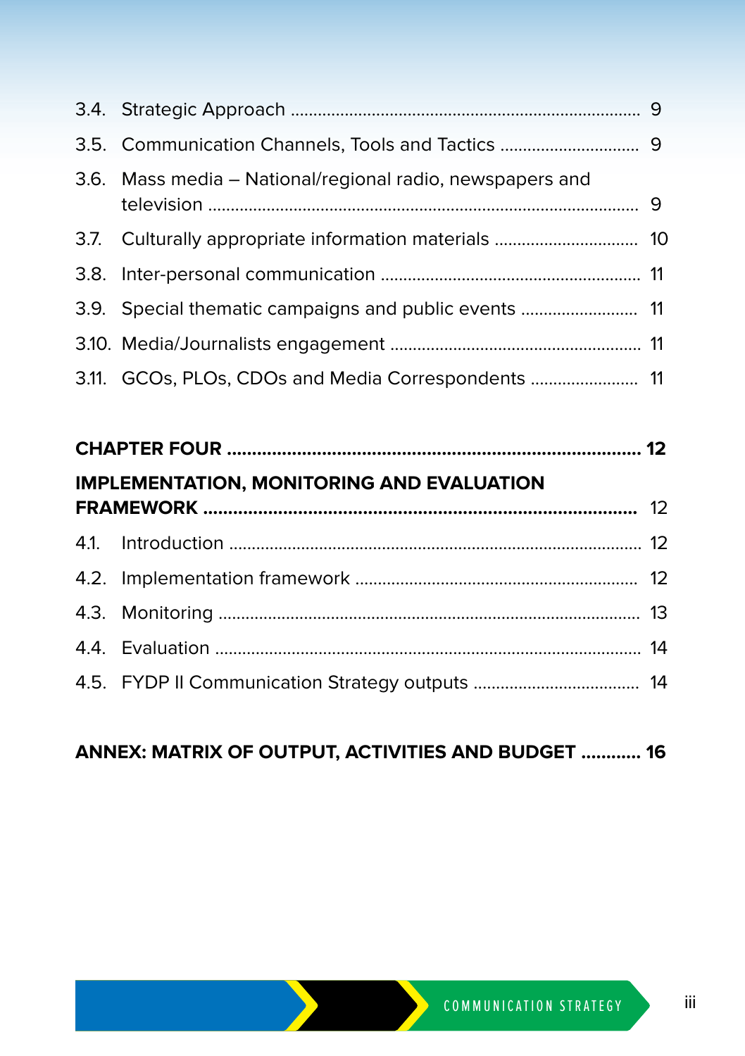3.4. Strategic Approach ............................................................................ 9

3.5. Communication Channels, Tools and Tactics .............................. 9

3.6. Mass media – National/regional radio, newspapers and television ............................................................................................ 9

3.7. Culturally appropriate information materials ............................... 10

3.8. Inter-personal communication ........................................................ 11

3.9. Special thematic campaigns and public events ......................... 11

3.10. Media/Journalists engagement ...................................................... 11

3.11. GCOs, PLOs, CDOs and Media Correspondents ........................ 11

**CHAPTER FOUR .................................................................................. 12**

**IMPLEMENTATION, MONITORING AND EVALUATION FRAMEWORK** ..................................................................................... 12

4.1. Introduction ......................................................................................... 12

4.2. Implementation framework ............................................................. 12

4.3. Monitoring ............................................................................................ 13

4.4. Evaluation ............................................................................................ 14

4.5. FYDP II Communication Strategy outputs .................................... 14

**ANNEX: MATRIX OF OUTPUT, ACTIVITIES AND BUDGET ............ 16**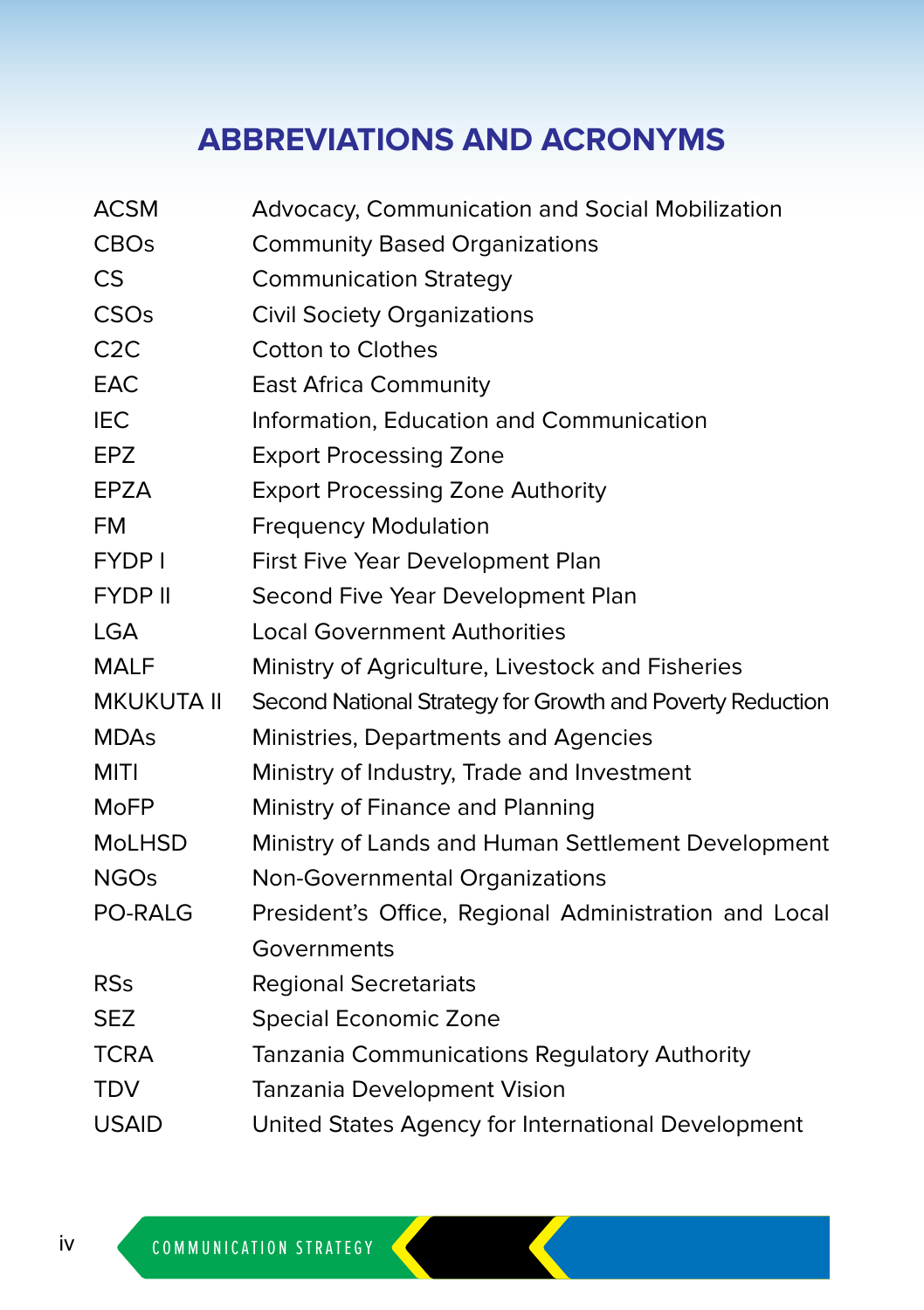# ABBREVIATIONS AND ACRONYMS

| | |
|---|---|
| ACSM | Advocacy, Communication and Social Mobilization |
| CBOs | Community Based Organizations |
| CS | Communication Strategy |
| CSOs | Civil Society Organizations |
| C2C | Cotton to Clothes |
| EAC | East Africa Community |
| IEC | Information, Education and Communication |
| EPZ | Export Processing Zone |
| EPZA | Export Processing Zone Authority |
| FM | Frequency Modulation |
| FYDP I | First Five Year Development Plan |
| FYDP II | Second Five Year Development Plan |
| LGA | Local Government Authorities |
| MALF | Ministry of Agriculture, Livestock and Fisheries |
| MKUKUTA II | Second National Strategy for Growth and Poverty Reduction |
| MDAs | Ministries, Departments and Agencies |
| MITI | Ministry of Industry, Trade and Investment |
| MoFP | Ministry of Finance and Planning |
| MoLHSD | Ministry of Lands and Human Settlement Development |
| NGOs | Non-Governmental Organizations |
| PO-RALG | President's Office, Regional Administration and Local Governments |
| RSs | Regional Secretariats |
| SEZ | Special Economic Zone |
| TCRA | Tanzania Communications Regulatory Authority |
| TDV | Tanzania Development Vision |
| USAID | United States Agency for International Development |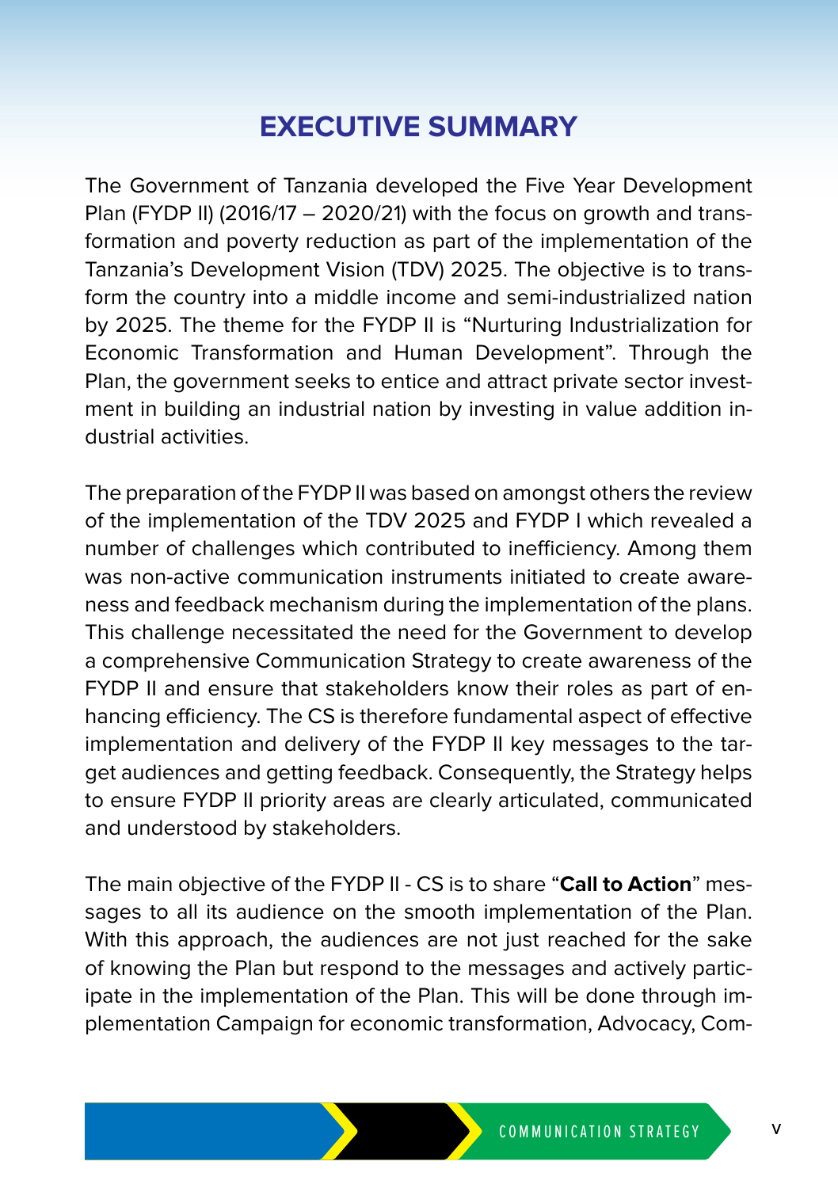# EXECUTIVE SUMMARY

The Government of Tanzania developed the Five Year Development Plan (FYDP II) (2016/17 – 2020/21) with the focus on growth and transformation and poverty reduction as part of the implementation of the Tanzania's Development Vision (TDV) 2025. The objective is to transform the country into a middle income and semi-industrialized nation by 2025. The theme for the FYDP II is "Nurturing Industrialization for Economic Transformation and Human Development". Through the Plan, the government seeks to entice and attract private sector investment in building an industrial nation by investing in value addition industrial activities.

The preparation of the FYDP II was based on amongst others the review of the implementation of the TDV 2025 and FYDP I which revealed a number of challenges which contributed to inefficiency. Among them was non-active communication instruments initiated to create awareness and feedback mechanism during the implementation of the plans. This challenge necessitated the need for the Government to develop a comprehensive Communication Strategy to create awareness of the FYDP II and ensure that stakeholders know their roles as part of enhancing efficiency. The CS is therefore fundamental aspect of effective implementation and delivery of the FYDP II key messages to the target audiences and getting feedback. Consequently, the Strategy helps to ensure FYDP II priority areas are clearly articulated, communicated and understood by stakeholders.

The main objective of the FYDP II - CS is to share "**Call to Action**" messages to all its audience on the smooth implementation of the Plan. With this approach, the audiences are not just reached for the sake of knowing the Plan but respond to the messages and actively participate in the implementation of the Plan. This will be done through implementation Campaign for economic transformation, Advocacy, Com-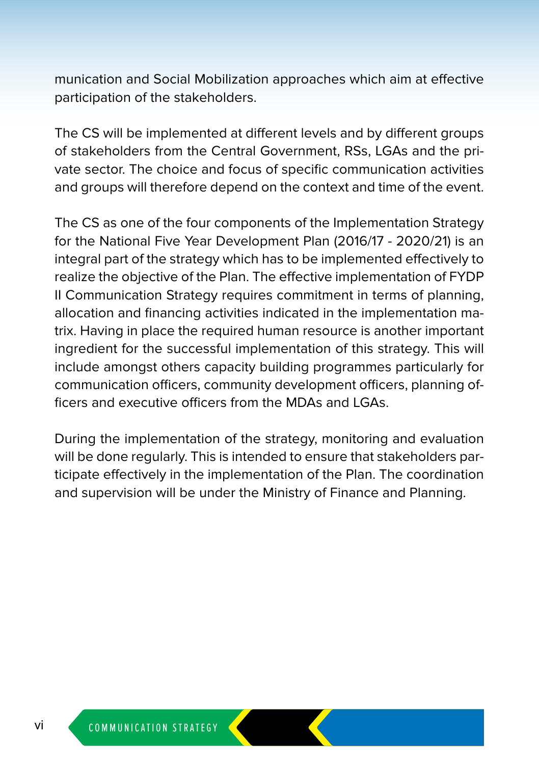munication and Social Mobilization approaches which aim at effective participation of the stakeholders.

The CS will be implemented at different levels and by different groups of stakeholders from the Central Government, RSs, LGAs and the private sector. The choice and focus of specific communication activities and groups will therefore depend on the context and time of the event.

The CS as one of the four components of the Implementation Strategy for the National Five Year Development Plan (2016/17 - 2020/21) is an integral part of the strategy which has to be implemented effectively to realize the objective of the Plan. The effective implementation of FYDP II Communication Strategy requires commitment in terms of planning, allocation and financing activities indicated in the implementation matrix. Having in place the required human resource is another important ingredient for the successful implementation of this strategy. This will include amongst others capacity building programmes particularly for communication officers, community development officers, planning officers and executive officers from the MDAs and LGAs.

During the implementation of the strategy, monitoring and evaluation will be done regularly. This is intended to ensure that stakeholders participate effectively in the implementation of the Plan. The coordination and supervision will be under the Ministry of Finance and Planning.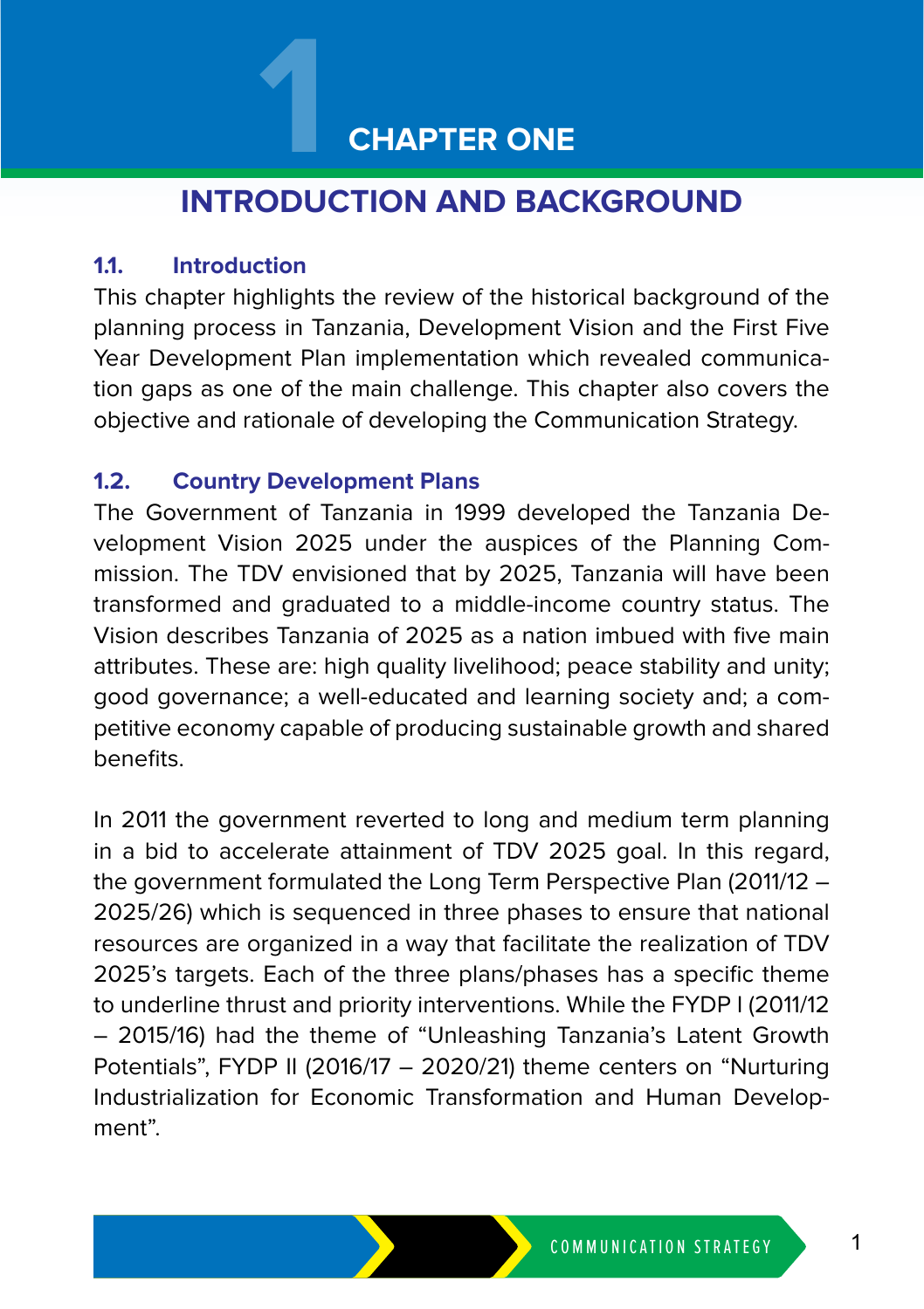# CHAPTER ONE

## INTRODUCTION AND BACKGROUND

### 1.1. Introduction

This chapter highlights the review of the historical background of the planning process in Tanzania, Development Vision and the First Five Year Development Plan implementation which revealed communication gaps as one of the main challenge. This chapter also covers the objective and rationale of developing the Communication Strategy.

### 1.2. Country Development Plans

The Government of Tanzania in 1999 developed the Tanzania Development Vision 2025 under the auspices of the Planning Commission. The TDV envisioned that by 2025, Tanzania will have been transformed and graduated to a middle-income country status. The Vision describes Tanzania of 2025 as a nation imbued with five main attributes. These are: high quality livelihood; peace stability and unity; good governance; a well-educated and learning society and; a competitive economy capable of producing sustainable growth and shared benefits.

In 2011 the government reverted to long and medium term planning in a bid to accelerate attainment of TDV 2025 goal. In this regard, the government formulated the Long Term Perspective Plan (2011/12 – 2025/26) which is sequenced in three phases to ensure that national resources are organized in a way that facilitate the realization of TDV 2025's targets. Each of the three plans/phases has a specific theme to underline thrust and priority interventions. While the FYDP I (2011/12 – 2015/16) had the theme of "Unleashing Tanzania's Latent Growth Potentials", FYDP II (2016/17 – 2020/21) theme centers on "Nurturing Industrialization for Economic Transformation and Human Development".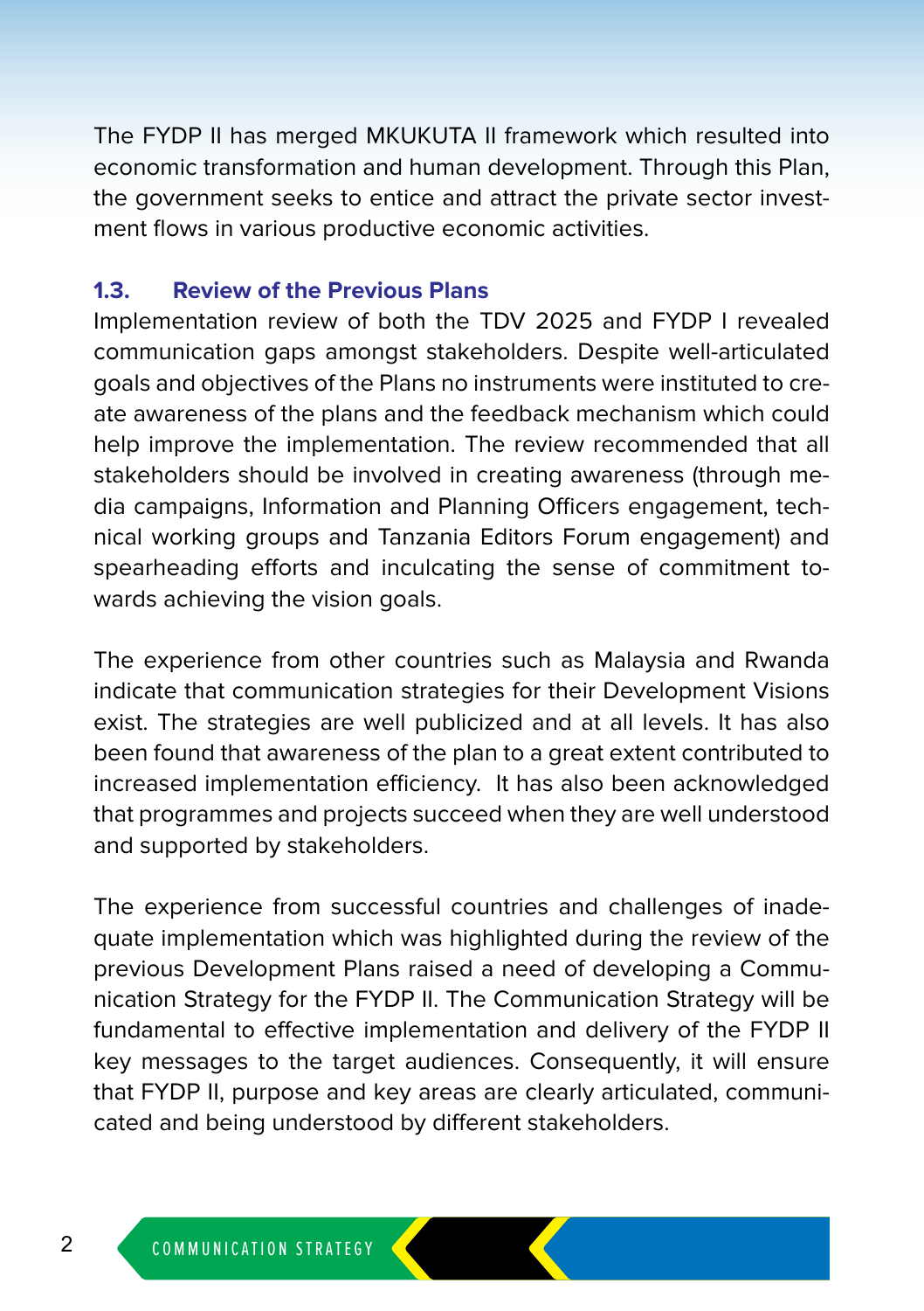The FYDP II has merged MKUKUTA II framework which resulted into economic transformation and human development. Through this Plan, the government seeks to entice and attract the private sector investment flows in various productive economic activities.

### 1.3. Review of the Previous Plans

Implementation review of both the TDV 2025 and FYDP I revealed communication gaps amongst stakeholders. Despite well-articulated goals and objectives of the Plans no instruments were instituted to create awareness of the plans and the feedback mechanism which could help improve the implementation. The review recommended that all stakeholders should be involved in creating awareness (through media campaigns, Information and Planning Officers engagement, technical working groups and Tanzania Editors Forum engagement) and spearheading efforts and inculcating the sense of commitment towards achieving the vision goals.

The experience from other countries such as Malaysia and Rwanda indicate that communication strategies for their Development Visions exist. The strategies are well publicized and at all levels. It has also been found that awareness of the plan to a great extent contributed to increased implementation efficiency. It has also been acknowledged that programmes and projects succeed when they are well understood and supported by stakeholders.

The experience from successful countries and challenges of inadequate implementation which was highlighted during the review of the previous Development Plans raised a need of developing a Communication Strategy for the FYDP II. The Communication Strategy will be fundamental to effective implementation and delivery of the FYDP II key messages to the target audiences. Consequently, it will ensure that FYDP II, purpose and key areas are clearly articulated, communicated and being understood by different stakeholders.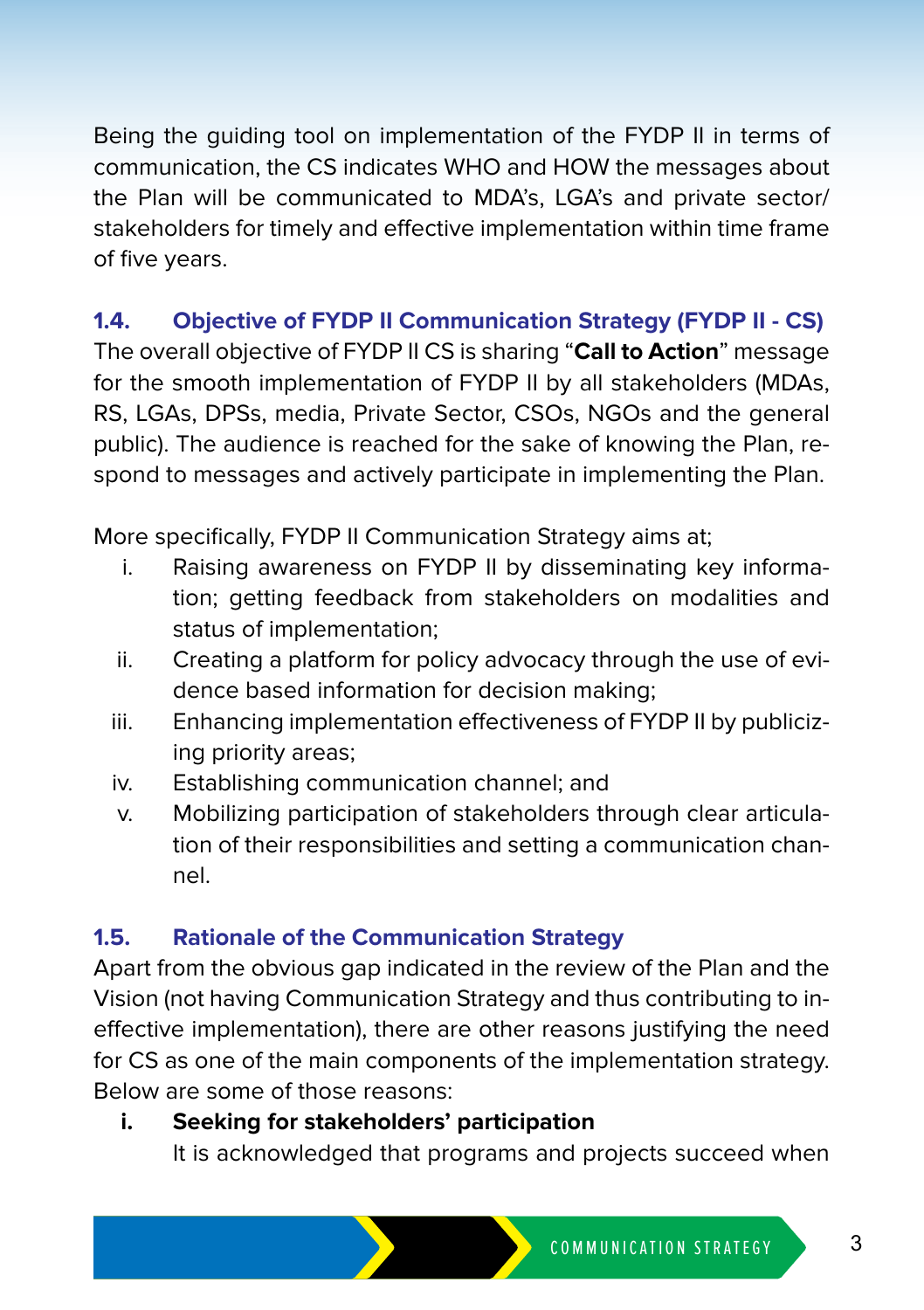Being the guiding tool on implementation of the FYDP II in terms of communication, the CS indicates WHO and HOW the messages about the Plan will be communicated to MDA's, LGA's and private sector/stakeholders for timely and effective implementation within time frame of five years.

### 1.4. Objective of FYDP II Communication Strategy (FYDP II - CS)

The overall objective of FYDP II CS is sharing "**Call to Action**" message for the smooth implementation of FYDP II by all stakeholders (MDAs, RS, LGAs, DPSs, media, Private Sector, CSOs, NGOs and the general public). The audience is reached for the sake of knowing the Plan, respond to messages and actively participate in implementing the Plan.

More specifically, FYDP II Communication Strategy aims at;

i. Raising awareness on FYDP II by disseminating key information; getting feedback from stakeholders on modalities and status of implementation;
ii. Creating a platform for policy advocacy through the use of evidence based information for decision making;
iii. Enhancing implementation effectiveness of FYDP II by publicizing priority areas;
iv. Establishing communication channel; and
v. Mobilizing participation of stakeholders through clear articulation of their responsibilities and setting a communication channel.

### 1.5. Rationale of the Communication Strategy

Apart from the obvious gap indicated in the review of the Plan and the Vision (not having Communication Strategy and thus contributing to ineffective implementation), there are other reasons justifying the need for CS as one of the main components of the implementation strategy. Below are some of those reasons:

**i. Seeking for stakeholders' participation**

It is acknowledged that programs and projects succeed when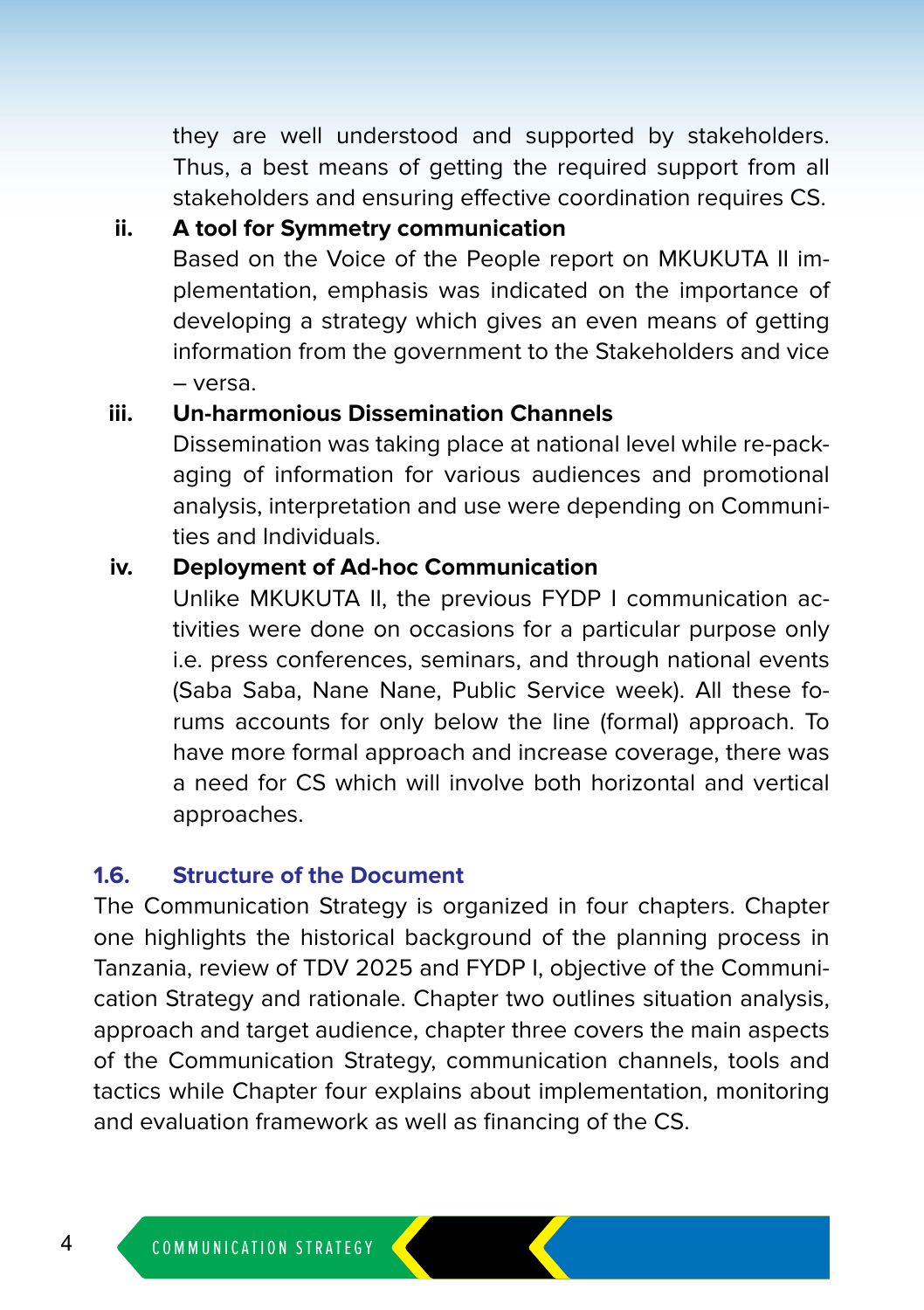they are well understood and supported by stakeholders. Thus, a best means of getting the required support from all stakeholders and ensuring effective coordination requires CS.

ii. **A tool for Symmetry communication**
Based on the Voice of the People report on MKUKUTA II implementation, emphasis was indicated on the importance of developing a strategy which gives an even means of getting information from the government to the Stakeholders and vice – versa.

iii. **Un-harmonious Dissemination Channels**
Dissemination was taking place at national level while re-packaging of information for various audiences and promotional analysis, interpretation and use were depending on Communities and Individuals.

iv. **Deployment of Ad-hoc Communication**
Unlike MKUKUTA II, the previous FYDP I communication activities were done on occasions for a particular purpose only i.e. press conferences, seminars, and through national events (Saba Saba, Nane Nane, Public Service week). All these forums accounts for only below the line (formal) approach. To have more formal approach and increase coverage, there was a need for CS which will involve both horizontal and vertical approaches.

## 1.6. Structure of the Document

The Communication Strategy is organized in four chapters. Chapter one highlights the historical background of the planning process in Tanzania, review of TDV 2025 and FYDP I, objective of the Communication Strategy and rationale. Chapter two outlines situation analysis, approach and target audience, chapter three covers the main aspects of the Communication Strategy, communication channels, tools and tactics while Chapter four explains about implementation, monitoring and evaluation framework as well as financing of the CS.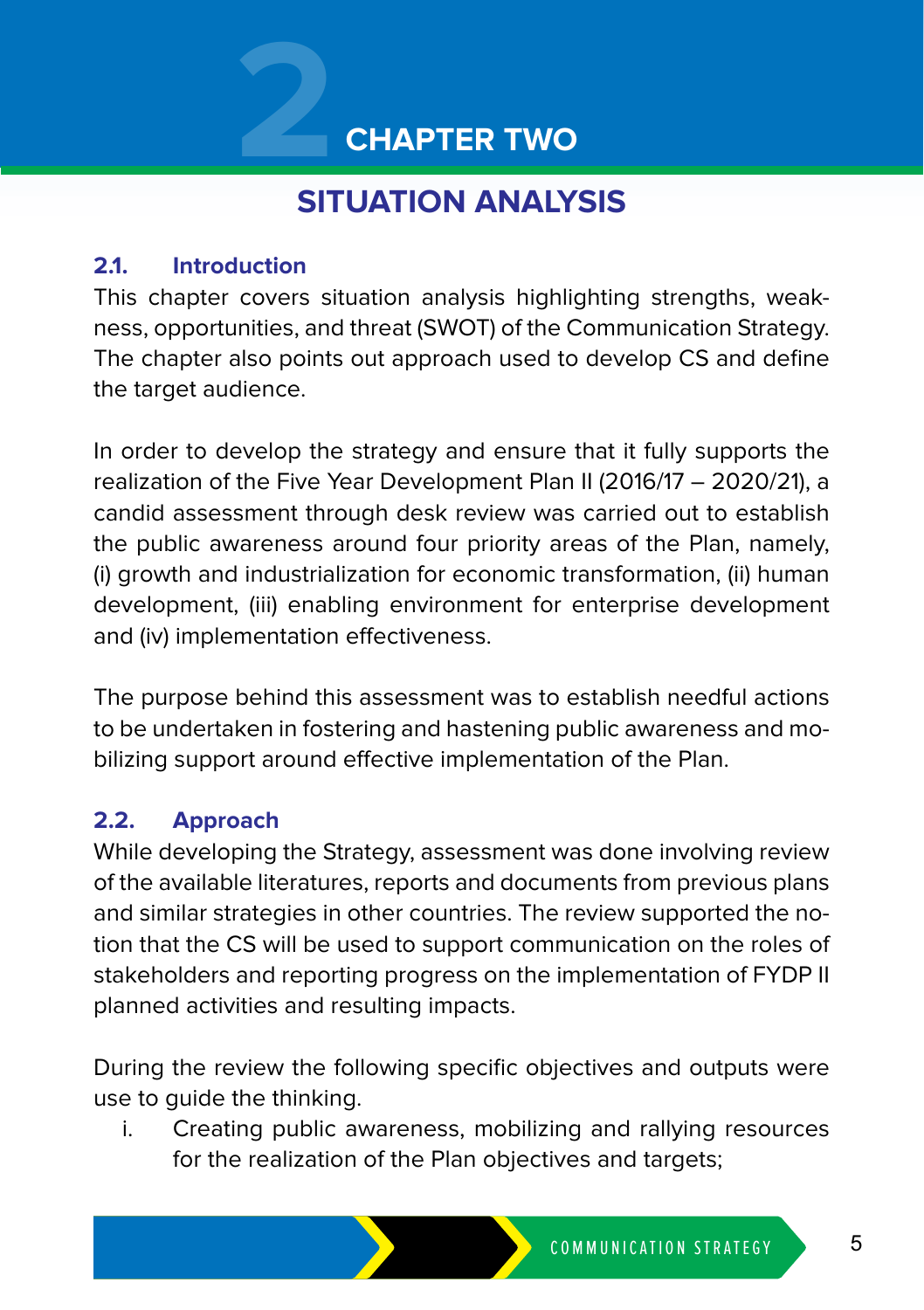# CHAPTER TWO

## SITUATION ANALYSIS

### 2.1. Introduction

This chapter covers situation analysis highlighting strengths, weakness, opportunities, and threat (SWOT) of the Communication Strategy. The chapter also points out approach used to develop CS and define the target audience.

In order to develop the strategy and ensure that it fully supports the realization of the Five Year Development Plan II (2016/17 – 2020/21), a candid assessment through desk review was carried out to establish the public awareness around four priority areas of the Plan, namely, (i) growth and industrialization for economic transformation, (ii) human development, (iii) enabling environment for enterprise development and (iv) implementation effectiveness.

The purpose behind this assessment was to establish needful actions to be undertaken in fostering and hastening public awareness and mobilizing support around effective implementation of the Plan.

### 2.2. Approach

While developing the Strategy, assessment was done involving review of the available literatures, reports and documents from previous plans and similar strategies in other countries. The review supported the notion that the CS will be used to support communication on the roles of stakeholders and reporting progress on the implementation of FYDP II planned activities and resulting impacts.

During the review the following specific objectives and outputs were use to guide the thinking.

i. Creating public awareness, mobilizing and rallying resources for the realization of the Plan objectives and targets;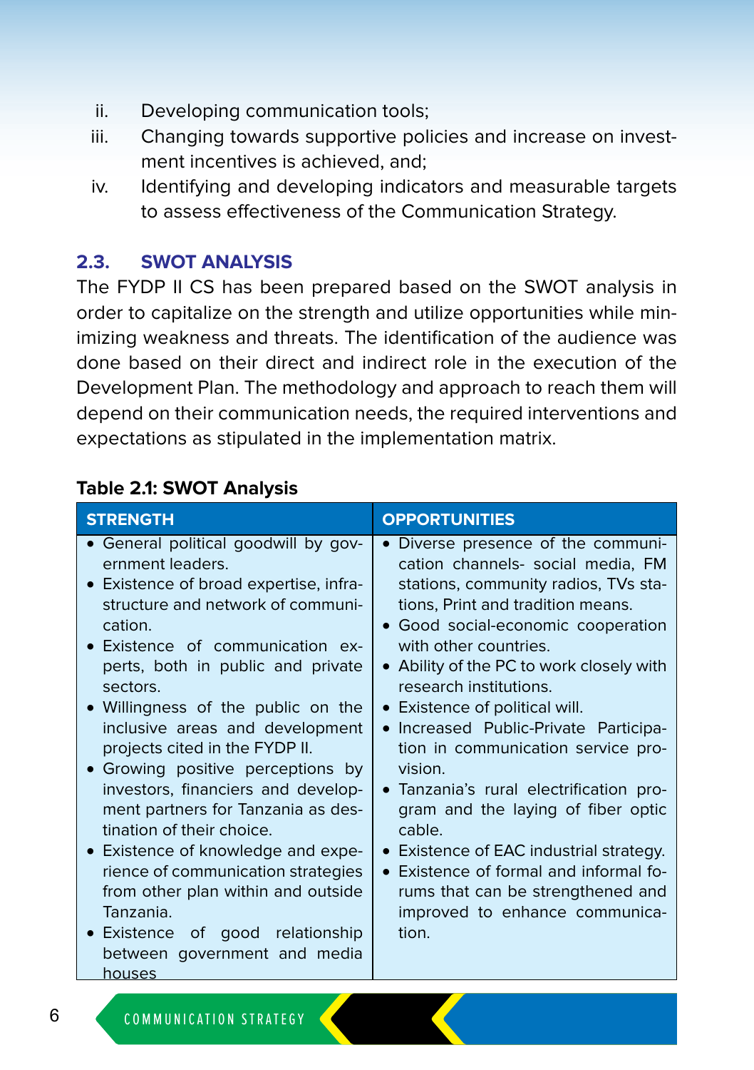ii. Developing communication tools;
iii. Changing towards supportive policies and increase on investment incentives is achieved, and;
iv. Identifying and developing indicators and measurable targets to assess effectiveness of the Communication Strategy.

### 2.3. SWOT ANALYSIS

The FYDP II CS has been prepared based on the SWOT analysis in order to capitalize on the strength and utilize opportunities while minimizing weakness and threats. The identification of the audience was done based on their direct and indirect role in the execution of the Development Plan. The methodology and approach to reach them will depend on their communication needs, the required interventions and expectations as stipulated in the implementation matrix.

**Table 2.1: SWOT Analysis**

| STRENGTH | OPPORTUNITIES |
|---|---|
| • General political goodwill by government leaders.<br>• Existence of broad expertise, infrastructure and network of communication.<br>• Existence of communication experts, both in public and private sectors.<br>• Willingness of the public on the inclusive areas and development projects cited in the FYDP II.<br>• Growing positive perceptions by investors, financiers and development partners for Tanzania as destination of their choice.<br>• Existence of knowledge and experience of communication strategies from other plan within and outside Tanzania.<br>• Existence of good relationship between government and media houses | • Diverse presence of the communication channels- social media, FM stations, community radios, TVs stations, Print and tradition means.<br>• Good social-economic cooperation with other countries.<br>• Ability of the PC to work closely with research institutions.<br>• Existence of political will.<br>• Increased Public-Private Participation in communication service provision.<br>• Tanzania's rural electrification program and the laying of fiber optic cable.<br>• Existence of EAC industrial strategy.<br>• Existence of formal and informal forums that can be strengthened and improved to enhance communication. |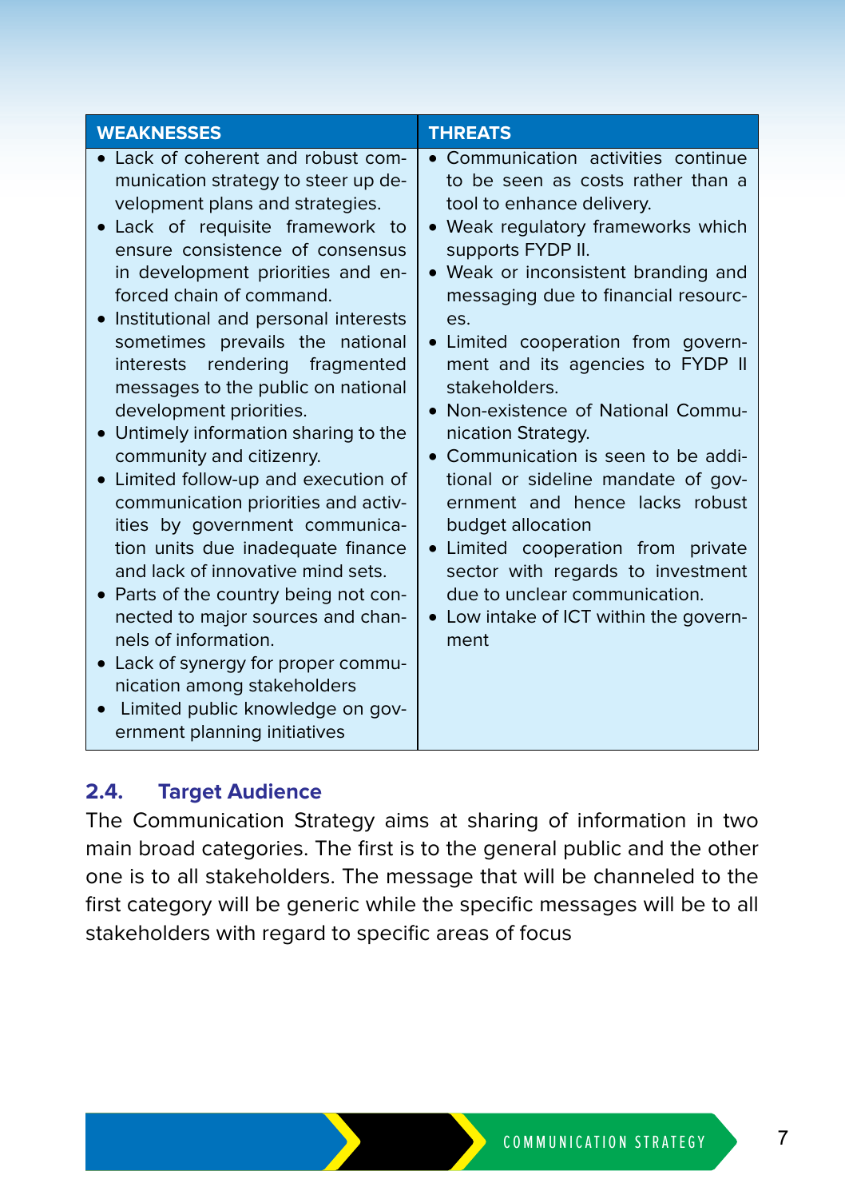| WEAKNESSES | THREATS |
|---|---|
| • Lack of coherent and robust communication strategy to steer up development plans and strategies.<br>• Lack of requisite framework to ensure consistence of consensus in development priorities and enforced chain of command.<br>• Institutional and personal interests sometimes prevails the national interests rendering fragmented messages to the public on national development priorities.<br>• Untimely information sharing to the community and citizenry.<br>• Limited follow-up and execution of communication priorities and activities by government communication units due inadequate finance and lack of innovative mind sets.<br>• Parts of the country being not connected to major sources and channels of information.<br>• Lack of synergy for proper communication among stakeholders<br>• Limited public knowledge on government planning initiatives | • Communication activities continue to be seen as costs rather than a tool to enhance delivery.<br>• Weak regulatory frameworks which supports FYDP II.<br>• Weak or inconsistent branding and messaging due to financial resources.<br>• Limited cooperation from government and its agencies to FYDP II stakeholders.<br>• Non-existence of National Communication Strategy.<br>• Communication is seen to be additional or sideline mandate of government and hence lacks robust budget allocation<br>• Limited cooperation from private sector with regards to investment due to unclear communication.<br>• Low intake of ICT within the government |

## 2.4. Target Audience

The Communication Strategy aims at sharing of information in two main broad categories. The first is to the general public and the other one is to all stakeholders. The message that will be channeled to the first category will be generic while the specific messages will be to all stakeholders with regard to specific areas of focus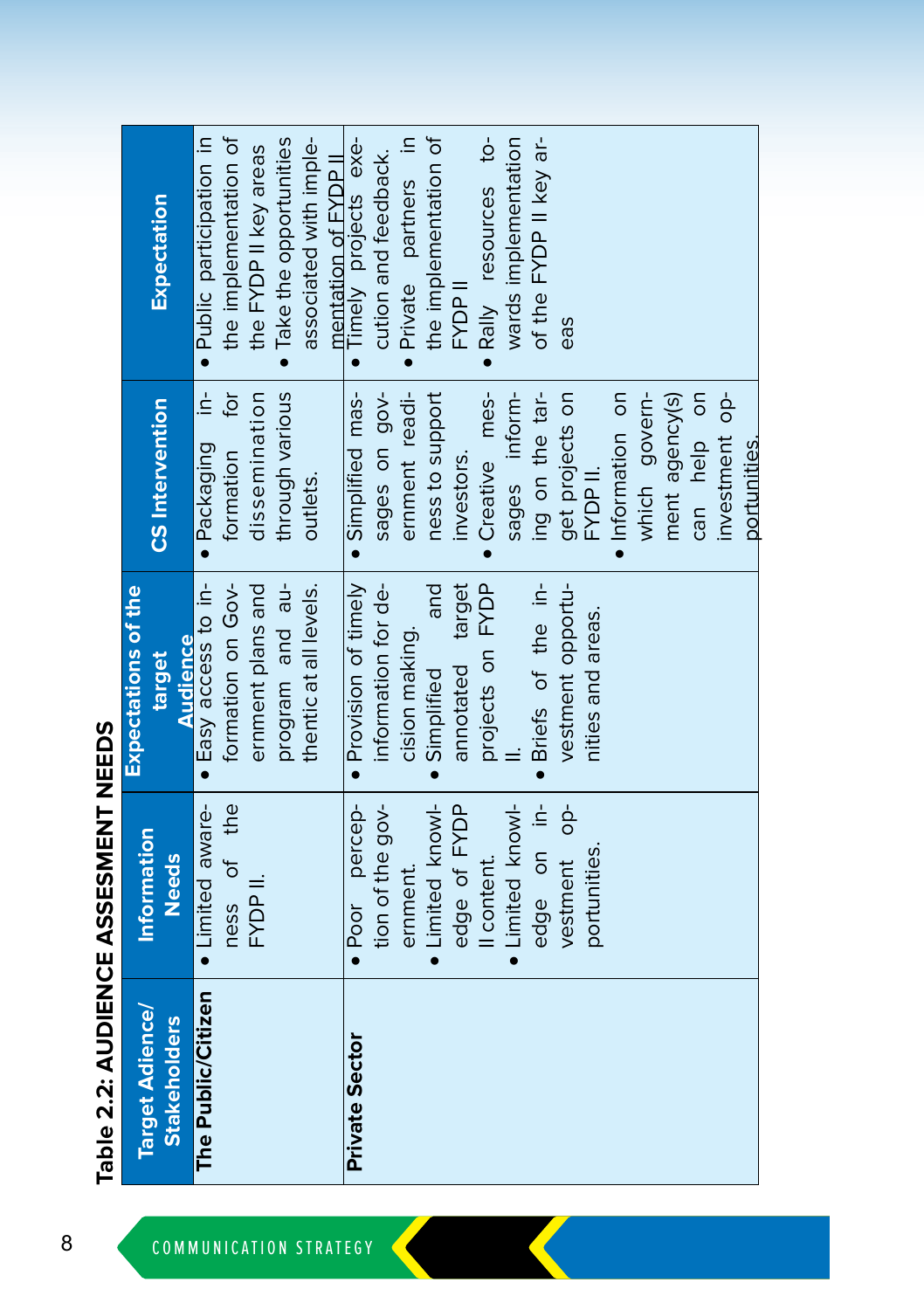## Table 2.2: AUDIENCE ASSESMENT NEEDS

| Target Adience/ Stakeholders | Information Needs | Expectations of the target Audience | CS Intervention | Expectation |
|---|---|---|---|---|
| **The Public/Citizen** | • Limited awareness of the FYDP II. | • Easy access to information on Government plans and program and authentic at all levels. | • Packaging information for dissemination through various outlets. | • Public participation in the implementation of the FYDP II key areas<br>• Take the opportunities associated with implementation of FYDP II |
| **Private Sector** | • Poor perception of the government.<br>• Limited knowledge of FYDP II content.<br>• Limited knowledge on investment opportunities. | • Provision of timely information for decision making.<br>• Simplified and annotated target projects on FYDP II.<br>• Briefs of the investment opportunities and areas. | • Simplified messages on government readiness to support investors.<br>• Creative messages informing on the target projects on FYDP II.<br>• Information on which government agency(s) can help on investment opportunities. | • Timely projects execution and feedback.<br>• Private partners in the implementation of FYDP II<br>• Rally resources towards implementation of the FYDP II key areas |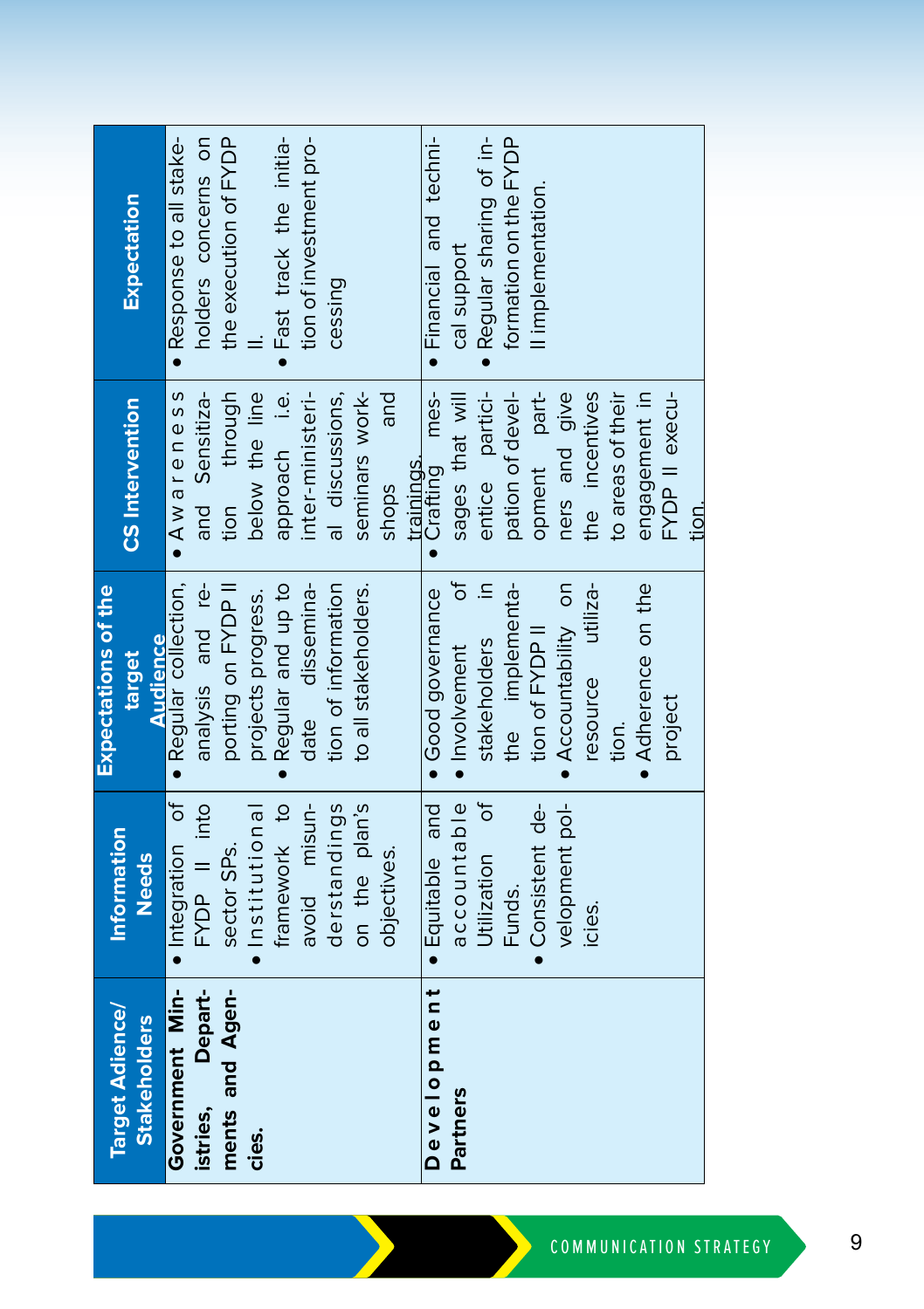| Target Adience/ Stakeholders | Information Needs | Expectations of the target Audience | CS Intervention | Expectation |
|---|---|---|---|---|
| **Government Ministries, Departments and Agencies.** | • Integration of FYDP II into sector SPs.<br>• Institutional framework to avoid misunderstandings on the plan's objectives. | • Regular collection, analysis and reporting on FYDP II projects progress.<br>• Regular and up to date dissemination of information to all stakeholders. | • Awareness and Sensitization through below the line approach i.e. inter-ministerial discussions, seminars workshops and trainings. | • Response to all stakeholders concerns on the execution of FYDP II.<br>• Fast track the initiation of investment processing |
| **Development Partners** | • Equitable and accountable Utilization of Funds.<br>• Consistent development policies. | • Good governance<br>• Involvement of stakeholders in the implementation of FYDP II<br>• Accountability on resource utilization.<br>• Adherence on the project | • Crafting messages that will entice participation of development partners and give the incentives to areas of their engagement in FYDP II execution. | • Financial and technical support<br>• Regular sharing of information on the FYDP II implementation. |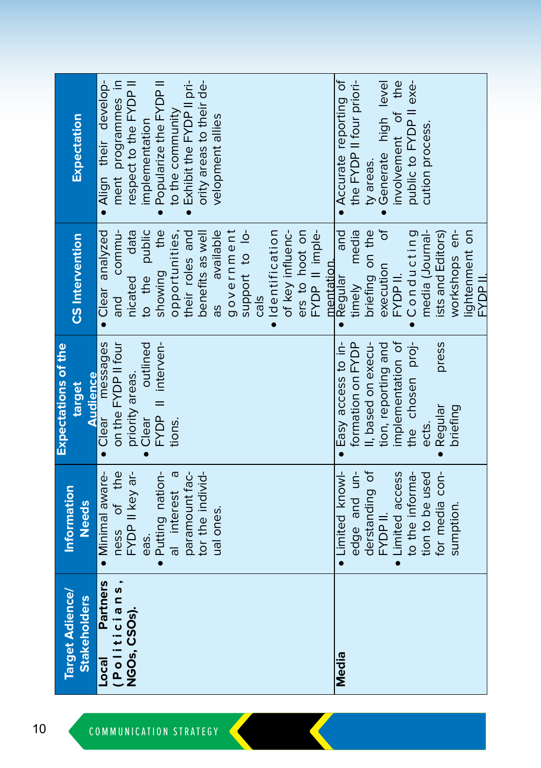| Target Adience/ Stakeholders | Information Needs | Expectations of the target Audience | CS Intervention | Expectation |
|---|---|---|---|---|
| **Local Partners (Politicians, NGOs, CSOs).** | • Minimal awareness of the FYDP II key areas.<br>• Putting national interest a paramount factor the individual ones. | • Clear messages on the FYDP II four priority areas.<br>• Clear outlined FYDP II interventions. | • Clear analyzed and communicated data to the public showing the opportunities, their roles and benefits as well as available government support to locals<br>• Identification of key influencers to hoot on FYDP II implementation | • Align their development programmes in respect to the FYDP II implementation<br>• Popularize the FYDP II to the community<br>• Exhibit the FYDP II priority areas to their development allies |
| **Media** | • Limited knowledge and understanding of FYDP II.<br>• Limited access to the information to be used for media consumption. | • Easy access to information on FYDP II, based on execution, reporting and implementation of the chosen projects.<br>• Regular press briefing | • Regular and timely media briefing on the execution of FYDP II.<br>• Conducting media (Journalists and Editors) workshops enlightenment on FYDP II. | • Accurate reporting of the FYDP II four priority areas.<br>• Generate high level involvement of the public to FYDP II execution process. |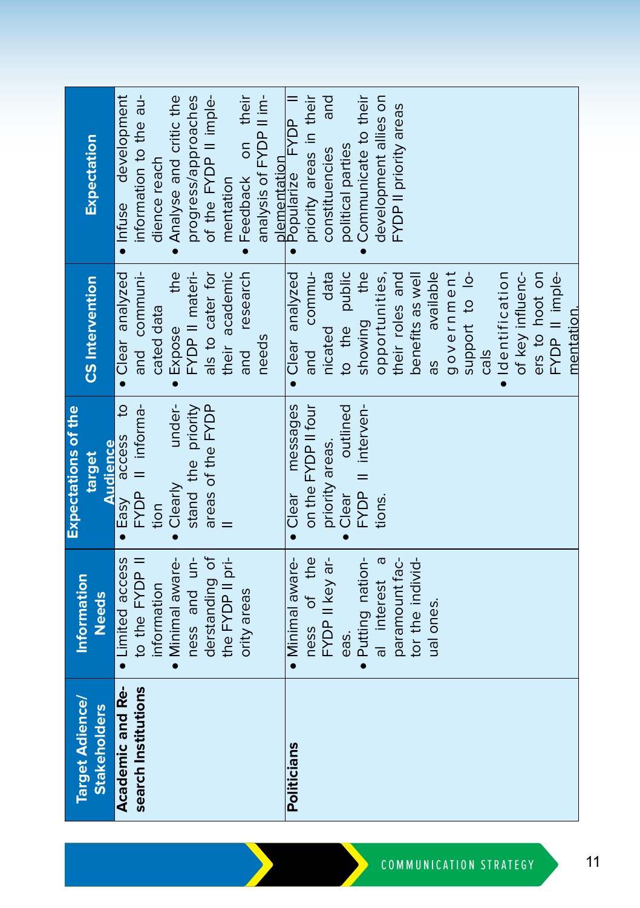| Target Adience/ Stakeholders | Information Needs | Expectations of the target Audience | CS Intervention | Expectation |
|---|---|---|---|---|
| **Academic and Research Institutions** | • Limited access to the FYDP II information<br>• Minimal awareness and understanding of the FYDP II priority areas | • Easy access to FYDP II information<br>• Clearly understand the priority areas of the FYDP II | • Clear analyzed and communicated data<br>• Expose the FYDP II materials to cater for their academic and research needs | • Infuse development information to the audience reach<br>• Analyse and critic the progress/approaches of the FYDP II implementation<br>• Feedback on their analysis of FYDP II implementation |
| **Politicians** | • Minimal awareness of the FYDP II key areas.<br>• Putting national interest a paramount factor the individual ones. | • Clear messages on the FYDP II four priority areas.<br>• Clear outlined FYDP II interventions. | • Clear analyzed and communicated data to the public showing the opportunities, their roles and benefits as well as available government support to locals<br>• Identification of key influencers to hoot on FYDP II implementation. | • Popularize FYDP II priority areas in their constituencies and political parties<br>• Communicate to their development allies on FYDP II priority areas |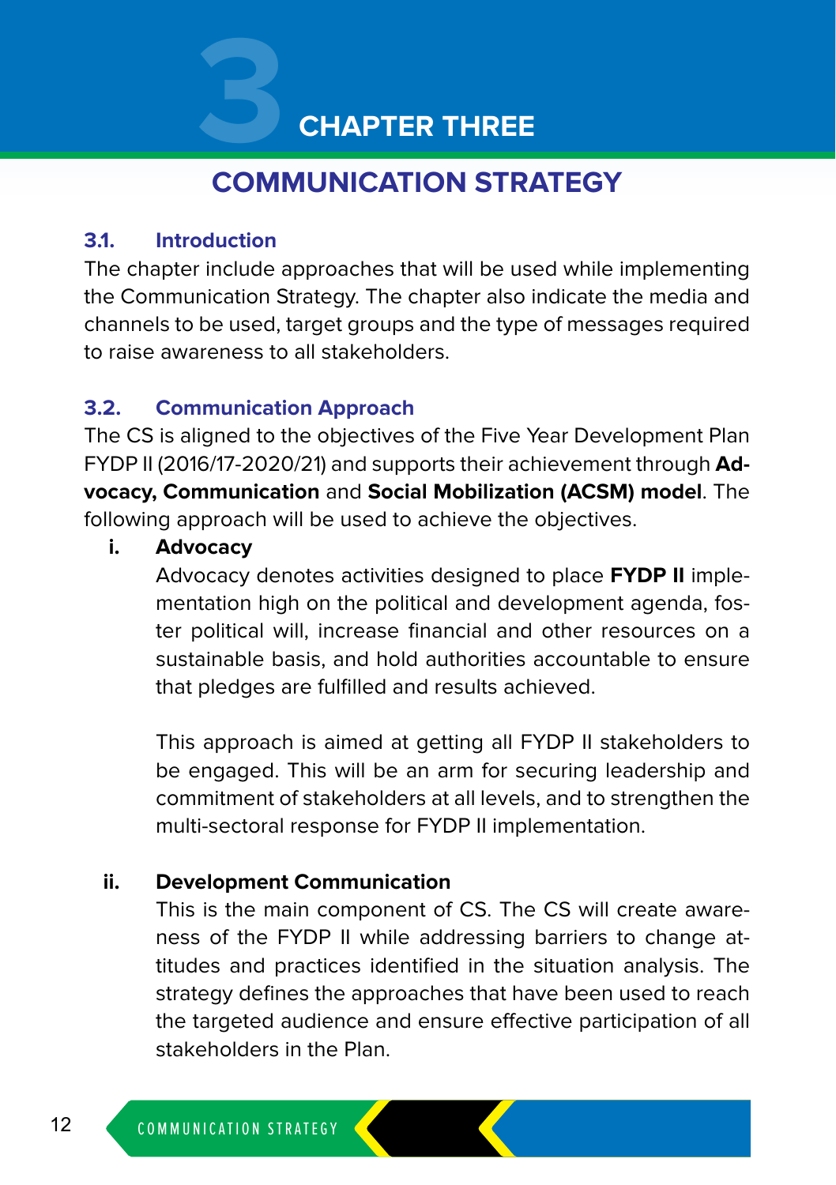# CHAPTER THREE

## COMMUNICATION STRATEGY

### 3.1. Introduction

The chapter include approaches that will be used while implementing the Communication Strategy. The chapter also indicate the media and channels to be used, target groups and the type of messages required to raise awareness to all stakeholders.

### 3.2. Communication Approach

The CS is aligned to the objectives of the Five Year Development Plan FYDP II (2016/17-2020/21) and supports their achievement through **Advocacy, Communication** and **Social Mobilization (ACSM) model**. The following approach will be used to achieve the objectives.

**i. Advocacy**

Advocacy denotes activities designed to place **FYDP II** implementation high on the political and development agenda, foster political will, increase financial and other resources on a sustainable basis, and hold authorities accountable to ensure that pledges are fulfilled and results achieved.

This approach is aimed at getting all FYDP II stakeholders to be engaged. This will be an arm for securing leadership and commitment of stakeholders at all levels, and to strengthen the multi-sectoral response for FYDP II implementation.

**ii. Development Communication**

This is the main component of CS. The CS will create awareness of the FYDP II while addressing barriers to change attitudes and practices identified in the situation analysis. The strategy defines the approaches that have been used to reach the targeted audience and ensure effective participation of all stakeholders in the Plan.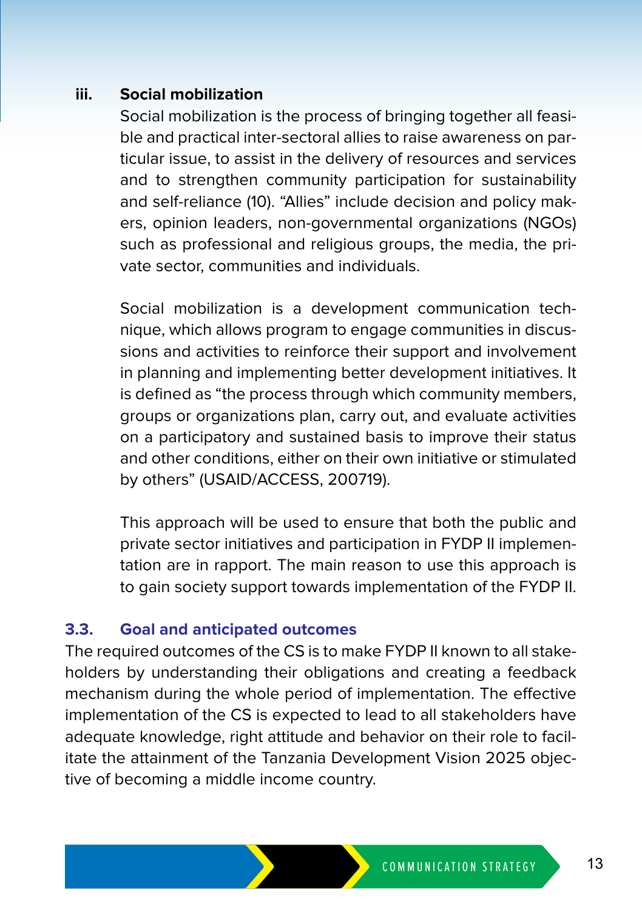**iii. Social mobilization**

Social mobilization is the process of bringing together all feasible and practical inter-sectoral allies to raise awareness on particular issue, to assist in the delivery of resources and services and to strengthen community participation for sustainability and self-reliance (10). "Allies" include decision and policy makers, opinion leaders, non-governmental organizations (NGOs) such as professional and religious groups, the media, the private sector, communities and individuals.

Social mobilization is a development communication technique, which allows program to engage communities in discussions and activities to reinforce their support and involvement in planning and implementing better development initiatives. It is defined as "the process through which community members, groups or organizations plan, carry out, and evaluate activities on a participatory and sustained basis to improve their status and other conditions, either on their own initiative or stimulated by others" (USAID/ACCESS, 200719).

This approach will be used to ensure that both the public and private sector initiatives and participation in FYDP II implementation are in rapport. The main reason to use this approach is to gain society support towards implementation of the FYDP II.

## 3.3. Goal and anticipated outcomes

The required outcomes of the CS is to make FYDP II known to all stakeholders by understanding their obligations and creating a feedback mechanism during the whole period of implementation. The effective implementation of the CS is expected to lead to all stakeholders have adequate knowledge, right attitude and behavior on their role to facilitate the attainment of the Tanzania Development Vision 2025 objective of becoming a middle income country.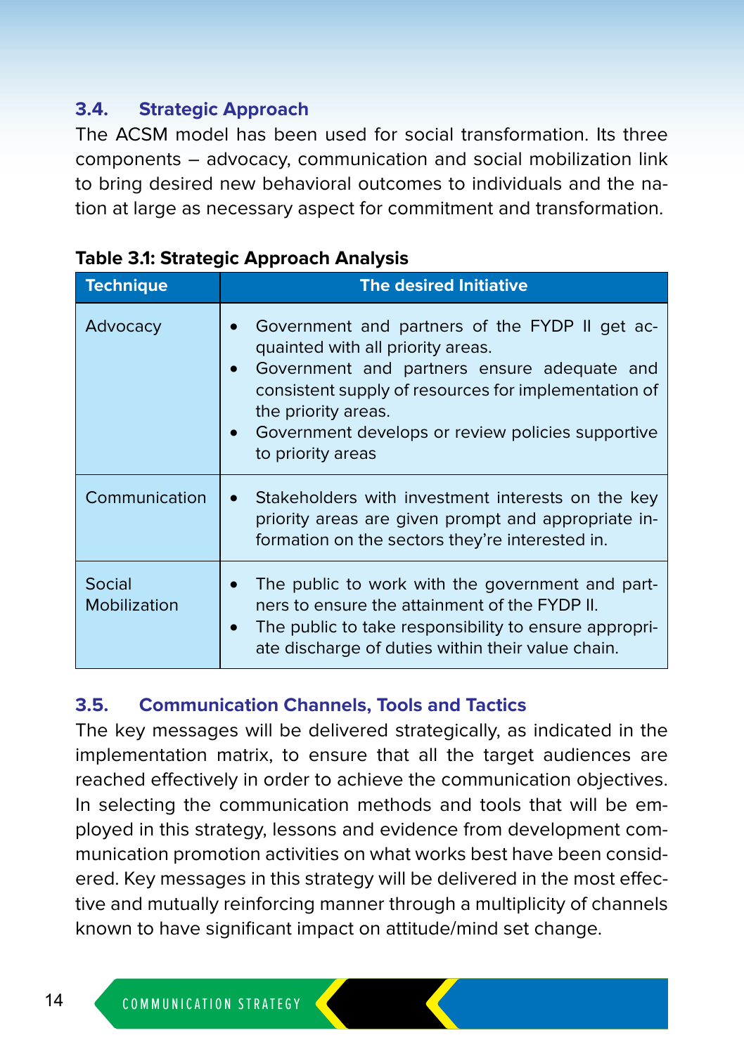### 3.4. Strategic Approach

The ACSM model has been used for social transformation. Its three components – advocacy, communication and social mobilization link to bring desired new behavioral outcomes to individuals and the nation at large as necessary aspect for commitment and transformation.

**Table 3.1: Strategic Approach Analysis**

| Technique | The desired Initiative |
|---|---|
| Advocacy | • Government and partners of the FYDP II get acquainted with all priority areas.<br>• Government and partners ensure adequate and consistent supply of resources for implementation of the priority areas.<br>• Government develops or review policies supportive to priority areas |
| Communication | • Stakeholders with investment interests on the key priority areas are given prompt and appropriate information on the sectors they're interested in. |
| Social Mobilization | • The public to work with the government and partners to ensure the attainment of the FYDP II.<br>• The public to take responsibility to ensure appropriate discharge of duties within their value chain. |

### 3.5. Communication Channels, Tools and Tactics

The key messages will be delivered strategically, as indicated in the implementation matrix, to ensure that all the target audiences are reached effectively in order to achieve the communication objectives. In selecting the communication methods and tools that will be employed in this strategy, lessons and evidence from development communication promotion activities on what works best have been considered. Key messages in this strategy will be delivered in the most effective and mutually reinforcing manner through a multiplicity of channels known to have significant impact on attitude/mind set change.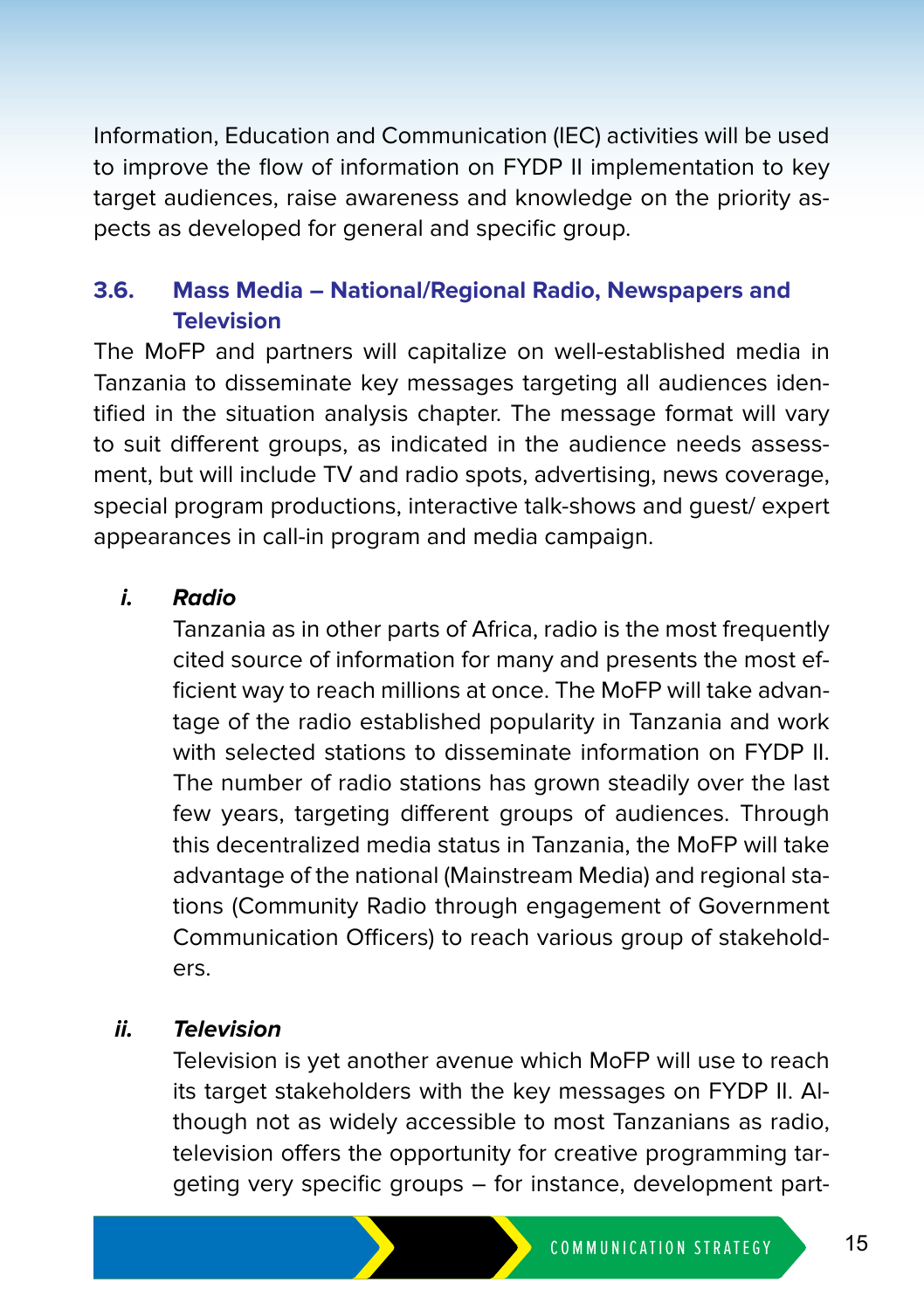Information, Education and Communication (IEC) activities will be used to improve the flow of information on FYDP II implementation to key target audiences, raise awareness and knowledge on the priority aspects as developed for general and specific group.

### 3.6. Mass Media – National/Regional Radio, Newspapers and Television

The MoFP and partners will capitalize on well-established media in Tanzania to disseminate key messages targeting all audiences identified in the situation analysis chapter. The message format will vary to suit different groups, as indicated in the audience needs assessment, but will include TV and radio spots, advertising, news coverage, special program productions, interactive talk-shows and guest/ expert appearances in call-in program and media campaign.

***i. Radio***

Tanzania as in other parts of Africa, radio is the most frequently cited source of information for many and presents the most efficient way to reach millions at once. The MoFP will take advantage of the radio established popularity in Tanzania and work with selected stations to disseminate information on FYDP II. The number of radio stations has grown steadily over the last few years, targeting different groups of audiences. Through this decentralized media status in Tanzania, the MoFP will take advantage of the national (Mainstream Media) and regional stations (Community Radio through engagement of Government Communication Officers) to reach various group of stakeholders.

***ii. Television***

Television is yet another avenue which MoFP will use to reach its target stakeholders with the key messages on FYDP II. Although not as widely accessible to most Tanzanians as radio, television offers the opportunity for creative programming targeting very specific groups – for instance, development part-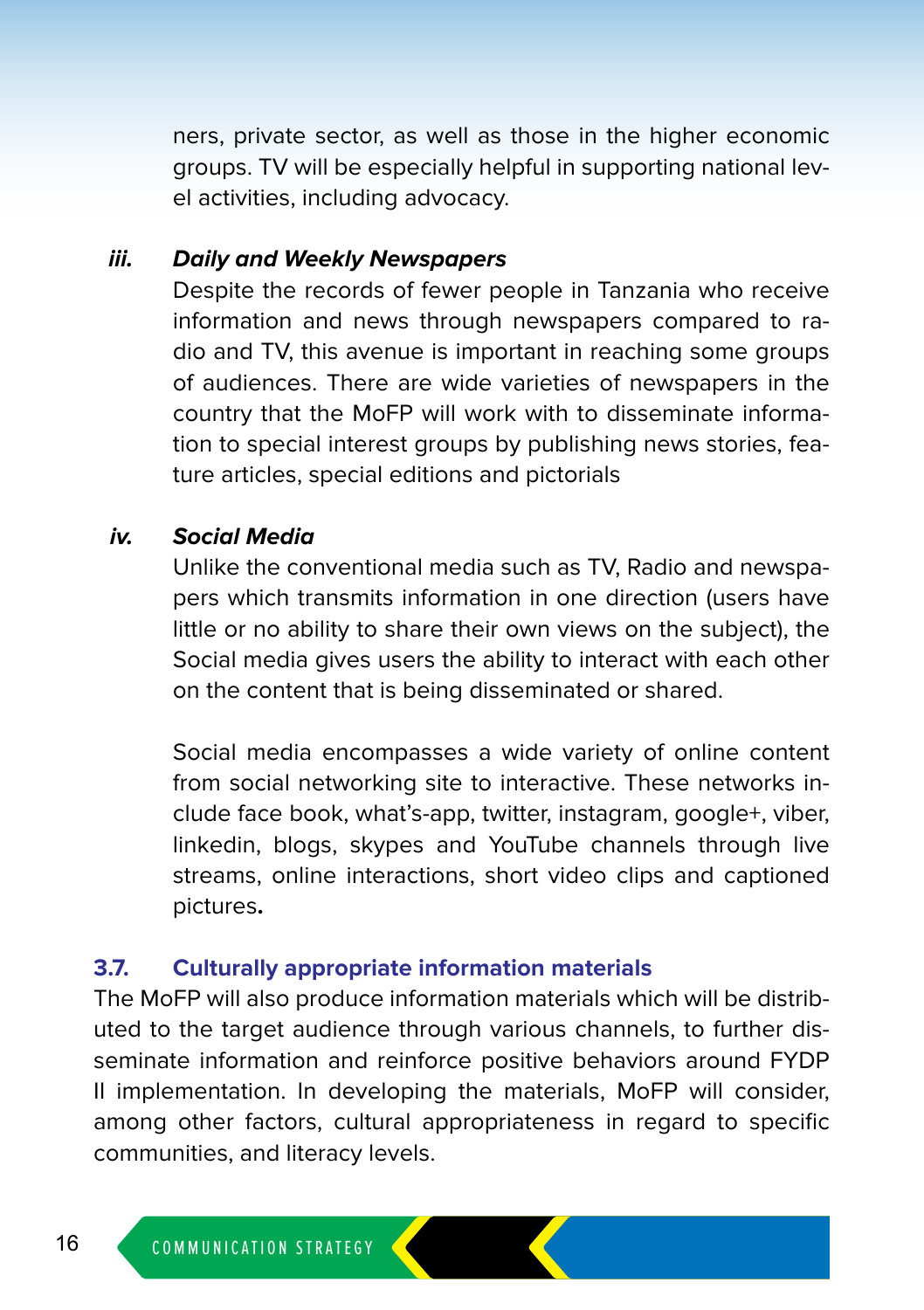ners, private sector, as well as those in the higher economic groups. TV will be especially helpful in supporting national level activities, including advocacy.

***iii. Daily and Weekly Newspapers***

Despite the records of fewer people in Tanzania who receive information and news through newspapers compared to radio and TV, this avenue is important in reaching some groups of audiences. There are wide varieties of newspapers in the country that the MoFP will work with to disseminate information to special interest groups by publishing news stories, feature articles, special editions and pictorials

***iv. Social Media***

Unlike the conventional media such as TV, Radio and newspapers which transmits information in one direction (users have little or no ability to share their own views on the subject), the Social media gives users the ability to interact with each other on the content that is being disseminated or shared.

Social media encompasses a wide variety of online content from social networking site to interactive. These networks include face book, what's-app, twitter, instagram, google+, viber, linkedin, blogs, skypes and YouTube channels through live streams, online interactions, short video clips and captioned pictures**.**

### 3.7. Culturally appropriate information materials

The MoFP will also produce information materials which will be distributed to the target audience through various channels, to further disseminate information and reinforce positive behaviors around FYDP II implementation. In developing the materials, MoFP will consider, among other factors, cultural appropriateness in regard to specific communities, and literacy levels.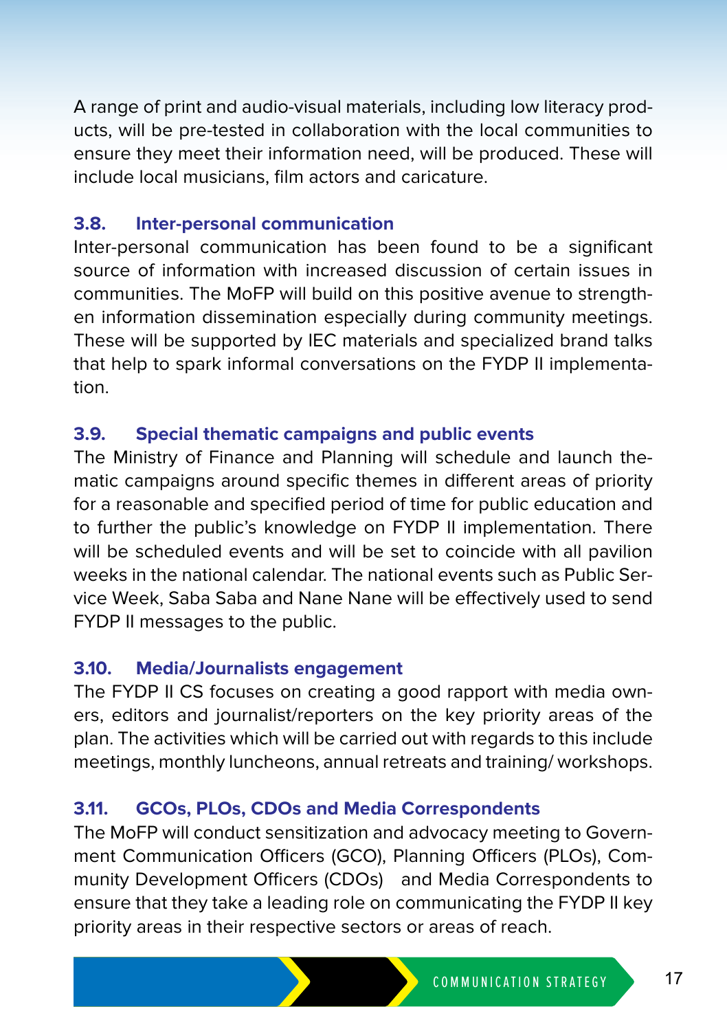A range of print and audio-visual materials, including low literacy products, will be pre-tested in collaboration with the local communities to ensure they meet their information need, will be produced. These will include local musicians, film actors and caricature.

### 3.8. Inter-personal communication

Inter-personal communication has been found to be a significant source of information with increased discussion of certain issues in communities. The MoFP will build on this positive avenue to strengthen information dissemination especially during community meetings. These will be supported by IEC materials and specialized brand talks that help to spark informal conversations on the FYDP II implementation.

### 3.9. Special thematic campaigns and public events

The Ministry of Finance and Planning will schedule and launch thematic campaigns around specific themes in different areas of priority for a reasonable and specified period of time for public education and to further the public's knowledge on FYDP II implementation. There will be scheduled events and will be set to coincide with all pavilion weeks in the national calendar. The national events such as Public Service Week, Saba Saba and Nane Nane will be effectively used to send FYDP II messages to the public.

### 3.10. Media/Journalists engagement

The FYDP II CS focuses on creating a good rapport with media owners, editors and journalist/reporters on the key priority areas of the plan. The activities which will be carried out with regards to this include meetings, monthly luncheons, annual retreats and training/ workshops.

### 3.11. GCOs, PLOs, CDOs and Media Correspondents

The MoFP will conduct sensitization and advocacy meeting to Government Communication Officers (GCO), Planning Officers (PLOs), Community Development Officers (CDOs) and Media Correspondents to ensure that they take a leading role on communicating the FYDP II key priority areas in their respective sectors or areas of reach.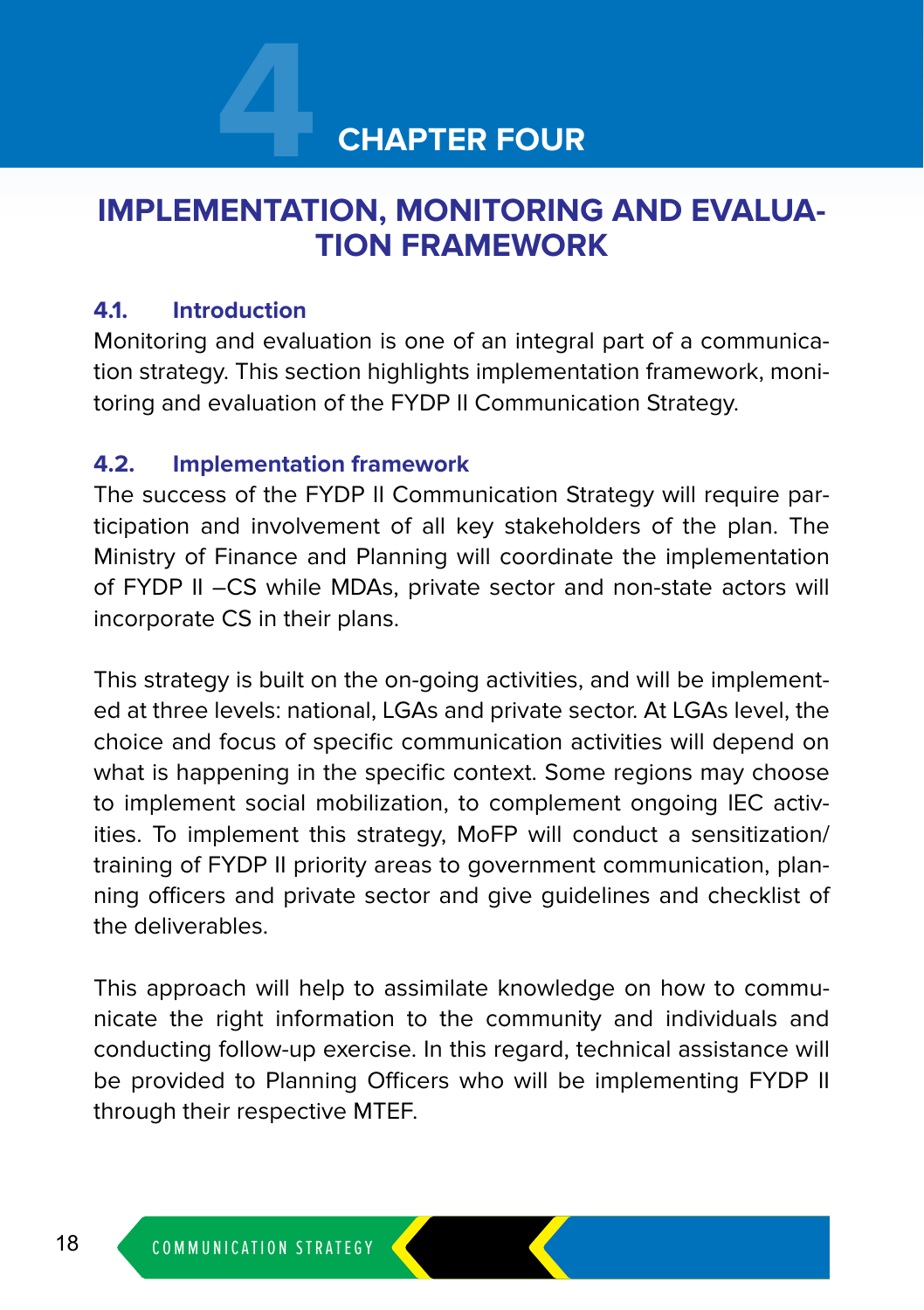# CHAPTER FOUR

## IMPLEMENTATION, MONITORING AND EVALUATION FRAMEWORK

### 4.1. Introduction

Monitoring and evaluation is one of an integral part of a communication strategy. This section highlights implementation framework, monitoring and evaluation of the FYDP II Communication Strategy.

### 4.2. Implementation framework

The success of the FYDP II Communication Strategy will require participation and involvement of all key stakeholders of the plan. The Ministry of Finance and Planning will coordinate the implementation of FYDP II –CS while MDAs, private sector and non-state actors will incorporate CS in their plans.

This strategy is built on the on-going activities, and will be implemented at three levels: national, LGAs and private sector. At LGAs level, the choice and focus of specific communication activities will depend on what is happening in the specific context. Some regions may choose to implement social mobilization, to complement ongoing IEC activities. To implement this strategy, MoFP will conduct a sensitization/training of FYDP II priority areas to government communication, planning officers and private sector and give guidelines and checklist of the deliverables.

This approach will help to assimilate knowledge on how to communicate the right information to the community and individuals and conducting follow-up exercise. In this regard, technical assistance will be provided to Planning Officers who will be implementing FYDP II through their respective MTEF.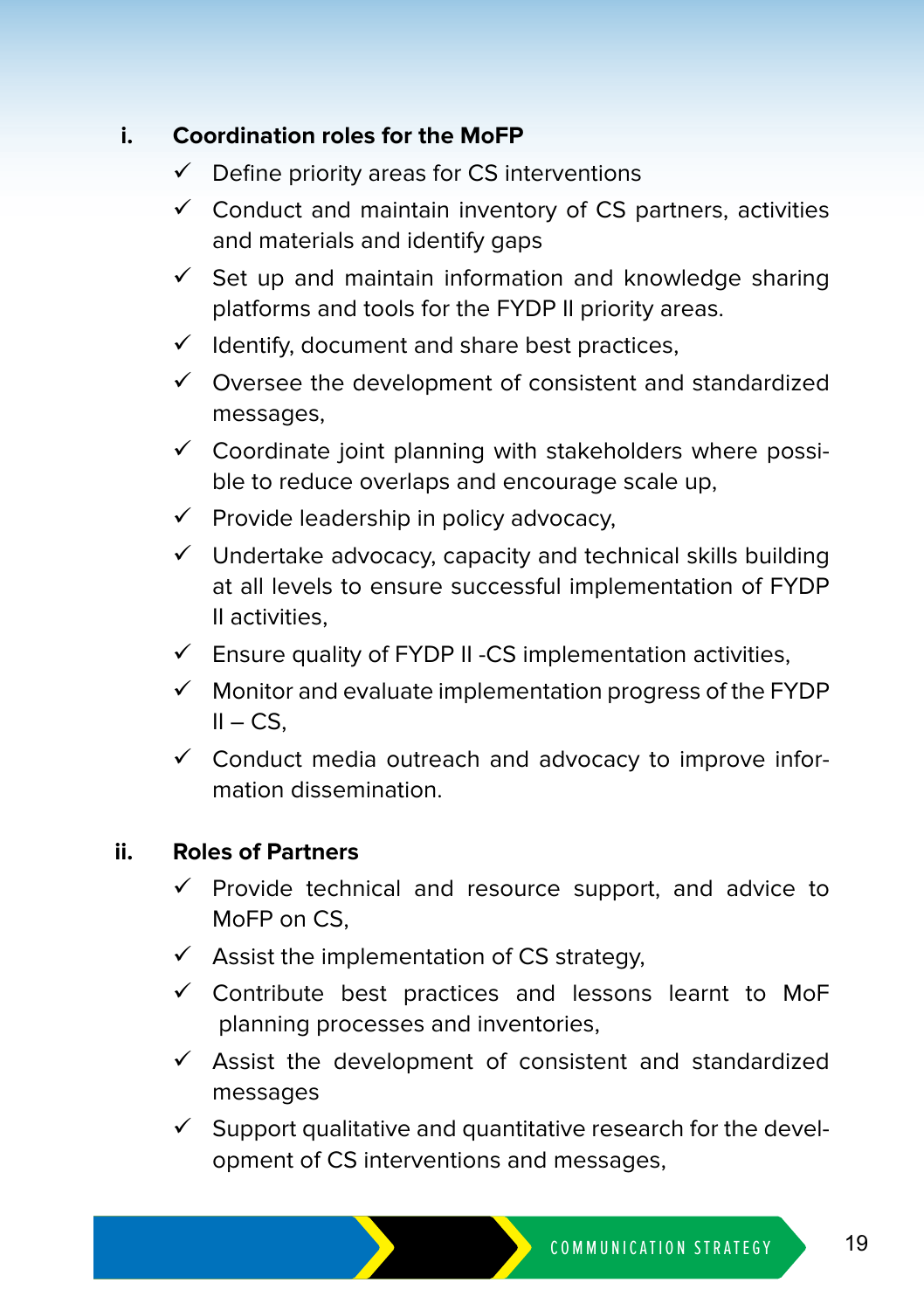### i. Coordination roles for the MoFP

- ✓ Define priority areas for CS interventions
- ✓ Conduct and maintain inventory of CS partners, activities and materials and identify gaps
- ✓ Set up and maintain information and knowledge sharing platforms and tools for the FYDP II priority areas.
- ✓ Identify, document and share best practices,
- ✓ Oversee the development of consistent and standardized messages,
- ✓ Coordinate joint planning with stakeholders where possible to reduce overlaps and encourage scale up,
- ✓ Provide leadership in policy advocacy,
- ✓ Undertake advocacy, capacity and technical skills building at all levels to ensure successful implementation of FYDP II activities,
- ✓ Ensure quality of FYDP II -CS implementation activities,
- ✓ Monitor and evaluate implementation progress of the FYDP II – CS,
- ✓ Conduct media outreach and advocacy to improve information dissemination.

### ii. Roles of Partners

- ✓ Provide technical and resource support, and advice to MoFP on CS,
- ✓ Assist the implementation of CS strategy,
- ✓ Contribute best practices and lessons learnt to MoF planning processes and inventories,
- ✓ Assist the development of consistent and standardized messages
- ✓ Support qualitative and quantitative research for the development of CS interventions and messages,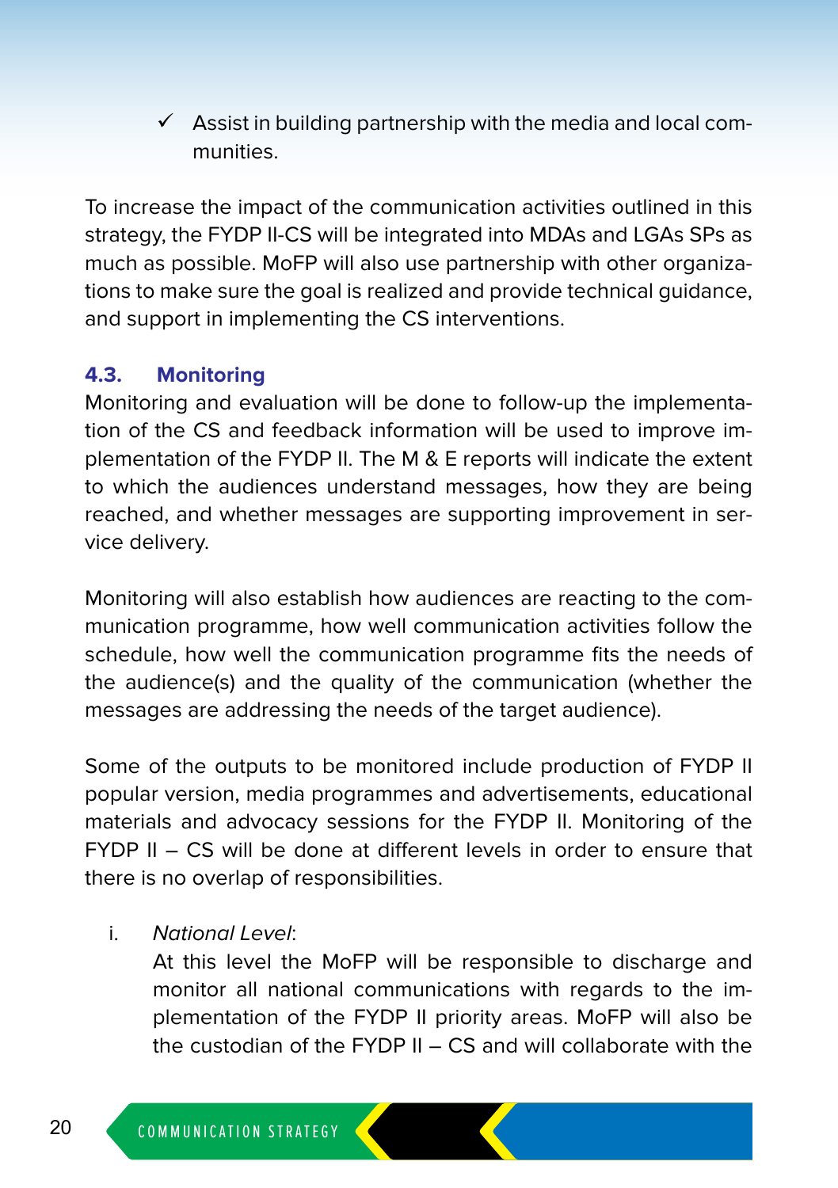- ✓ Assist in building partnership with the media and local communities.

To increase the impact of the communication activities outlined in this strategy, the FYDP II-CS will be integrated into MDAs and LGAs SPs as much as possible. MoFP will also use partnership with other organizations to make sure the goal is realized and provide technical guidance, and support in implementing the CS interventions.

### 4.3. Monitoring

Monitoring and evaluation will be done to follow-up the implementation of the CS and feedback information will be used to improve implementation of the FYDP II. The M & E reports will indicate the extent to which the audiences understand messages, how they are being reached, and whether messages are supporting improvement in service delivery.

Monitoring will also establish how audiences are reacting to the communication programme, how well communication activities follow the schedule, how well the communication programme fits the needs of the audience(s) and the quality of the communication (whether the messages are addressing the needs of the target audience).

Some of the outputs to be monitored include production of FYDP II popular version, media programmes and advertisements, educational materials and advocacy sessions for the FYDP II. Monitoring of the FYDP II – CS will be done at different levels in order to ensure that there is no overlap of responsibilities.

i. *National Level*:
   At this level the MoFP will be responsible to discharge and monitor all national communications with regards to the implementation of the FYDP II priority areas. MoFP will also be the custodian of the FYDP II – CS and will collaborate with the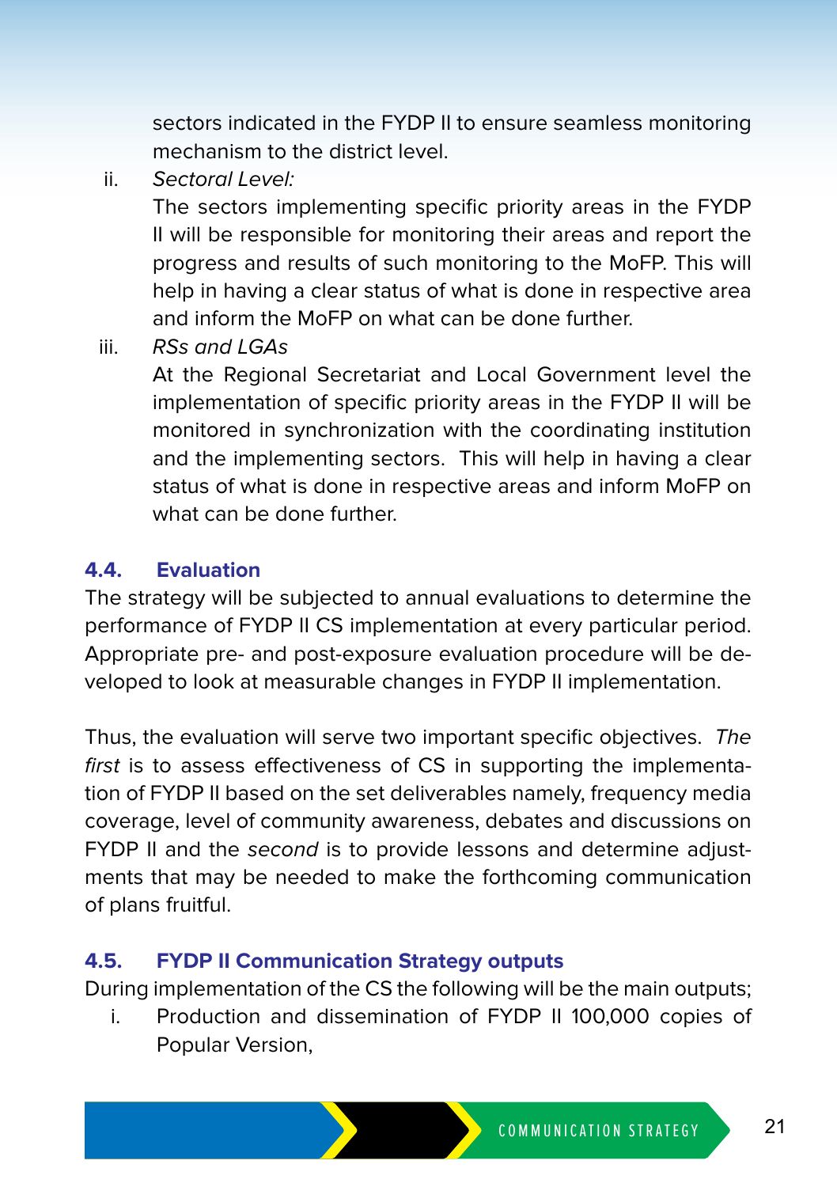sectors indicated in the FYDP II to ensure seamless monitoring mechanism to the district level.

ii. *Sectoral Level:*

The sectors implementing specific priority areas in the FYDP II will be responsible for monitoring their areas and report the progress and results of such monitoring to the MoFP. This will help in having a clear status of what is done in respective area and inform the MoFP on what can be done further.

iii. *RSs and LGAs*

At the Regional Secretariat and Local Government level the implementation of specific priority areas in the FYDP II will be monitored in synchronization with the coordinating institution and the implementing sectors. This will help in having a clear status of what is done in respective areas and inform MoFP on what can be done further.

### 4.4. Evaluation

The strategy will be subjected to annual evaluations to determine the performance of FYDP II CS implementation at every particular period. Appropriate pre- and post-exposure evaluation procedure will be developed to look at measurable changes in FYDP II implementation.

Thus, the evaluation will serve two important specific objectives. *The first* is to assess effectiveness of CS in supporting the implementation of FYDP II based on the set deliverables namely, frequency media coverage, level of community awareness, debates and discussions on FYDP II and the *second* is to provide lessons and determine adjustments that may be needed to make the forthcoming communication of plans fruitful.

### 4.5. FYDP II Communication Strategy outputs

During implementation of the CS the following will be the main outputs;

i. Production and dissemination of FYDP II 100,000 copies of Popular Version,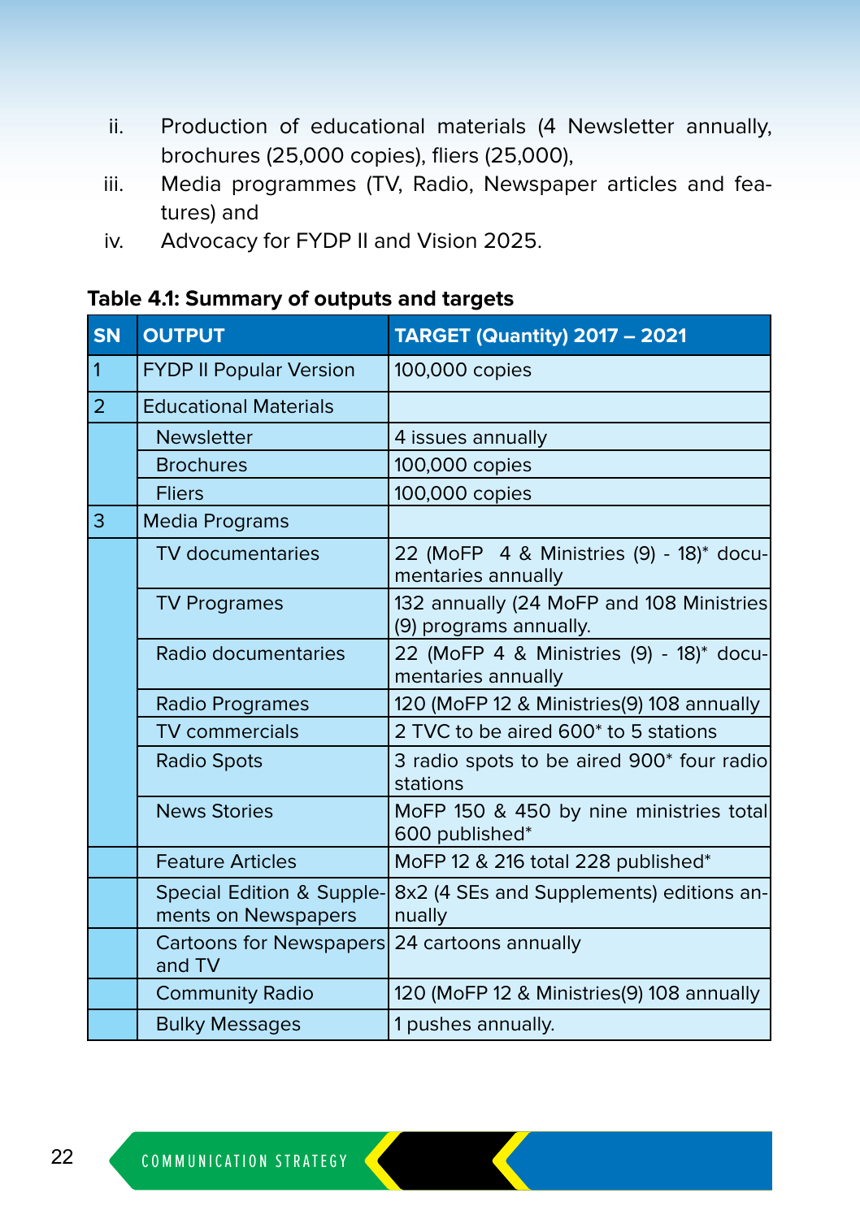ii. Production of educational materials (4 Newsletter annually, brochures (25,000 copies), fliers (25,000),

iii. Media programmes (TV, Radio, Newspaper articles and features) and

iv. Advocacy for FYDP II and Vision 2025.

**Table 4.1: Summary of outputs and targets**

| SN | OUTPUT | TARGET (Quantity) 2017 – 2021 |
|---|---|---|
| 1 | FYDP II Popular Version | 100,000 copies |
| 2 | Educational Materials | |
| | Newsletter | 4 issues annually |
| | Brochures | 100,000 copies |
| | Fliers | 100,000 copies |
| 3 | Media Programs | |
| | TV documentaries | 22 (MoFP 4 & Ministries (9) - 18)* documentaries annually |
| | TV Programes | 132 annually (24 MoFP and 108 Ministries (9) programs annually. |
| | Radio documentaries | 22 (MoFP 4 & Ministries (9) - 18)* documentaries annually |
| | Radio Programes | 120 (MoFP 12 & Ministries(9) 108 annually |
| | TV commercials | 2 TVC to be aired 600* to 5 stations |
| | Radio Spots | 3 radio spots to be aired 900* four radio stations |
| | News Stories | MoFP 150 & 450 by nine ministries total 600 published* |
| | Feature Articles | MoFP 12 & 216 total 228 published* |
| | Special Edition & Supplements on Newspapers | 8x2 (4 SEs and Supplements) editions annually |
| | Cartoons for Newspapers and TV | 24 cartoons annually |
| | Community Radio | 120 (MoFP 12 & Ministries(9) 108 annually |
| | Bulky Messages | 1 pushes annually. |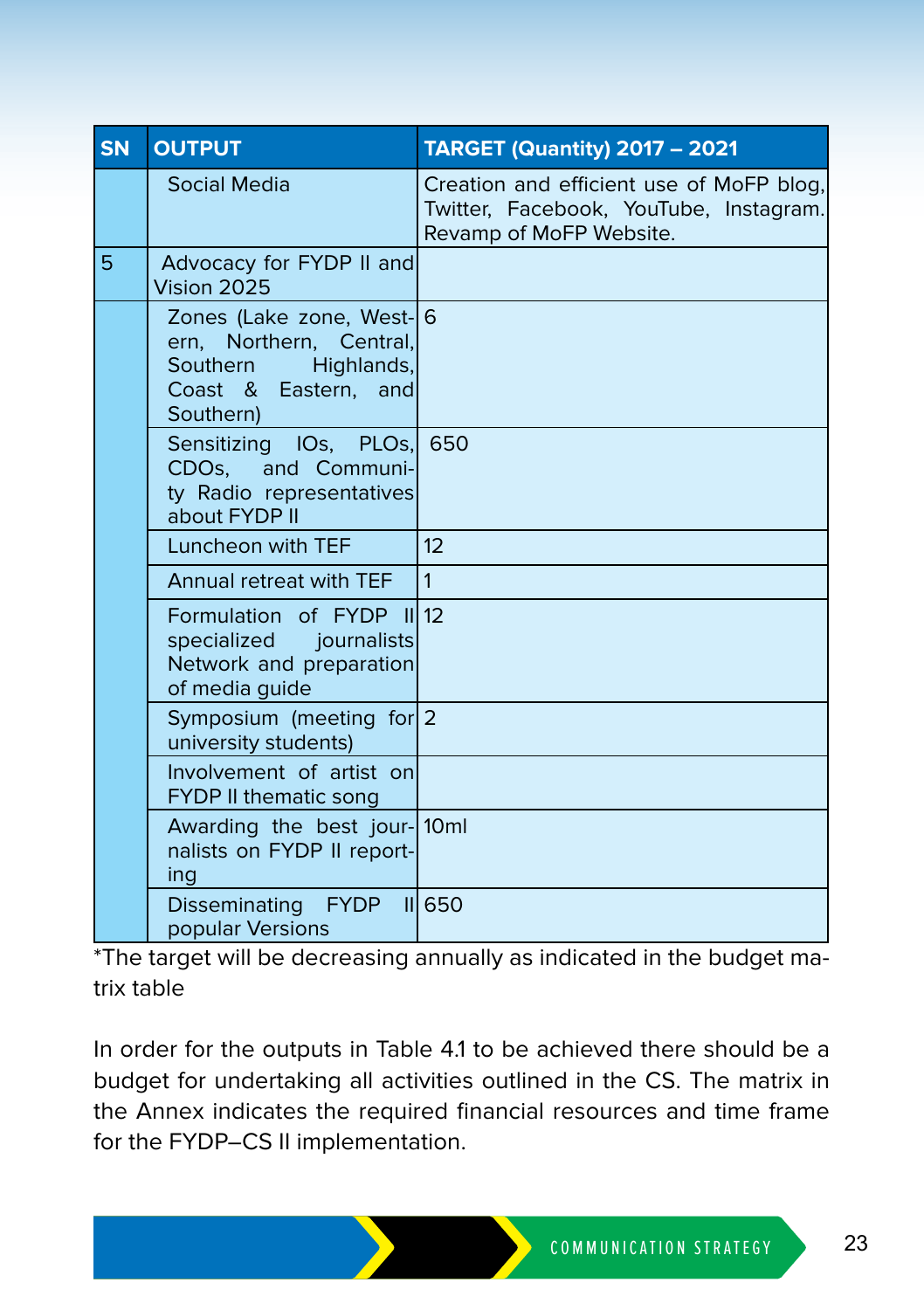| SN | OUTPUT | TARGET (Quantity) 2017 – 2021 |
|---|---|---|
| | Social Media | Creation and efficient use of MoFP blog, Twitter, Facebook, YouTube, Instagram. Revamp of MoFP Website. |
| 5 | Advocacy for FYDP II and Vision 2025 | |
| | Zones (Lake zone, Western, Northern, Central, Southern Highlands, Coast & Eastern, and Southern) | 6 |
| | Sensitizing IOs, PLOs, CDOs, and Community Radio representatives about FYDP II | 650 |
| | Luncheon with TEF | 12 |
| | Annual retreat with TEF | 1 |
| | Formulation of FYDP II specialized journalists Network and preparation of media guide | 12 |
| | Symposium (meeting for university students) | 2 |
| | Involvement of artist on FYDP II thematic song | |
| | Awarding the best journalists on FYDP II reporting | 10ml |
| | Disseminating FYDP II popular Versions | 650 |

*The target will be decreasing annually as indicated in the budget matrix table

In order for the outputs in Table 4.1 to be achieved there should be a budget for undertaking all activities outlined in the CS. The matrix in the Annex indicates the required financial resources and time frame for the FYDP–CS II implementation.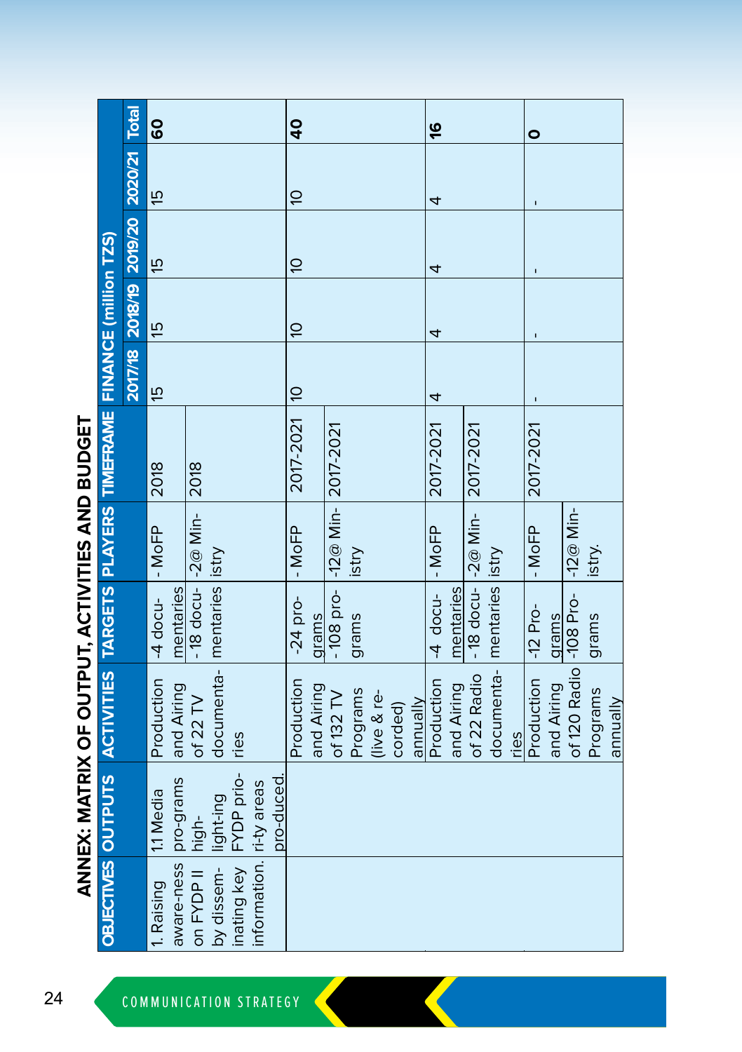# ANNEX: MATRIX OF OUTPUT, ACTIVITIES AND BUDGET

| OBJECTIVES | OUTPUTS | ACTIVITIES | TARGETS | PLAYERS | TIMEFRAME | FINANCE (million TZS) | | | | | |
|---|---|---|---|---|---|---|---|---|---|---|---|
| | | | | | | 2017/18 | 2018/19 | 2019/20 | 2020/21 | Total |
| 1. Raising aware-ness on FYDP II by dissem-inating key information. | 1.1 Media pro-grams high-light-ing FYDP prio-ri-ty areas pro-duced. | Production and Airing of 22 TV documenta-ries | -4 docu-mentaries | - MoFP | 2018 | 15 | 15 | 15 | 15 | 60 |
| | | | - 18 docu-mentaries | -2@ Min-istry | 2018 | | | | | |
| | | Production and Airing of 132 TV Programs (live & re-corded) annually | -24 pro-grams | - MoFP | 2017-2021 | 10 | 10 | 10 | 10 | 40 |
| | | | - 108 pro-grams | -12@ Min-istry | 2017-2021 | | | | | |
| | | Production and Airing of 22 Radio documenta-ries | -4 docu-mentaries | - MoFP | 2017-2021 | 4 | 4 | 4 | 4 | 16 |
| | | | - 18 docu-mentaries | -2@ Min-istry | 2017-2021 | | | | | |
| | | Production and Airing of 120 Radio Programs annually | -12 Pro-grams | - MoFP | 2017-2021 | - | - | - | - | 0 |
| | | | -108 Pro-grams | -12@ Min-istry. | | | | | | |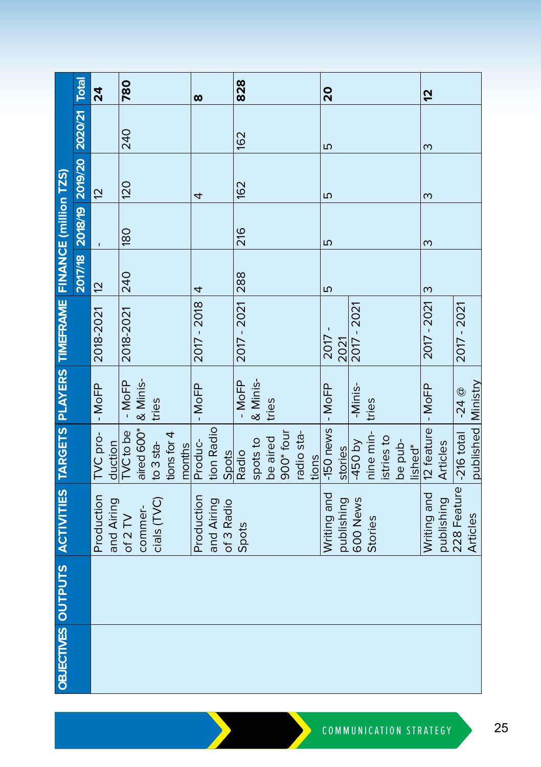| OBJECTIVES | OUTPUTS | ACTIVITIES | TARGETS | PLAYERS | TIMEFRAME | FINANCE (million TZS) | | | | |
|---|---|---|---|---|---|---|---|---|---|---|
| | | | | | | 2017/18 | 2018/19 | 2019/20 | 2020/21 | Total |
| | | Production and Airing of 2 TV commercials (TVC) | TVC production | - MoFP | 2018-2021 | 12 | - | 12 | | **24** |
| | | | TVC to be aired 600* to 3 stations for 4 months | - MoFP & Ministries | 2018-2021 | 240 | 180 | 120 | 240 | **780** |
| | | Production and Airing of 3 Radio Spots | Production Radio Spots | - MoFP | 2017 - 2018 | 4 | | 4 | | **8** |
| | | | Radio spots to be aired 900* four radio stations | - MoFP & Ministries | 2017 - 2021 | 288 | 216 | 162 | 162 | **828** |
| | | Writing and publishing 600 News Stories | -150 news stories | - MoFP | 2017 - 2021 | 5 | 5 | 5 | 5 | **20** |
| | | | -450 by nine ministries to be published* | -Ministries | 2017 - 2021 | | | | | |
| | | Writing and publishing 228 Feature Articles | 12 feature Articles | - MoFP | 2017 - 2021 | 3 | 3 | 3 | 3 | **12** |
| | | | -216 total published | -24 @ Ministry | 2017 - 2021 | | | | | |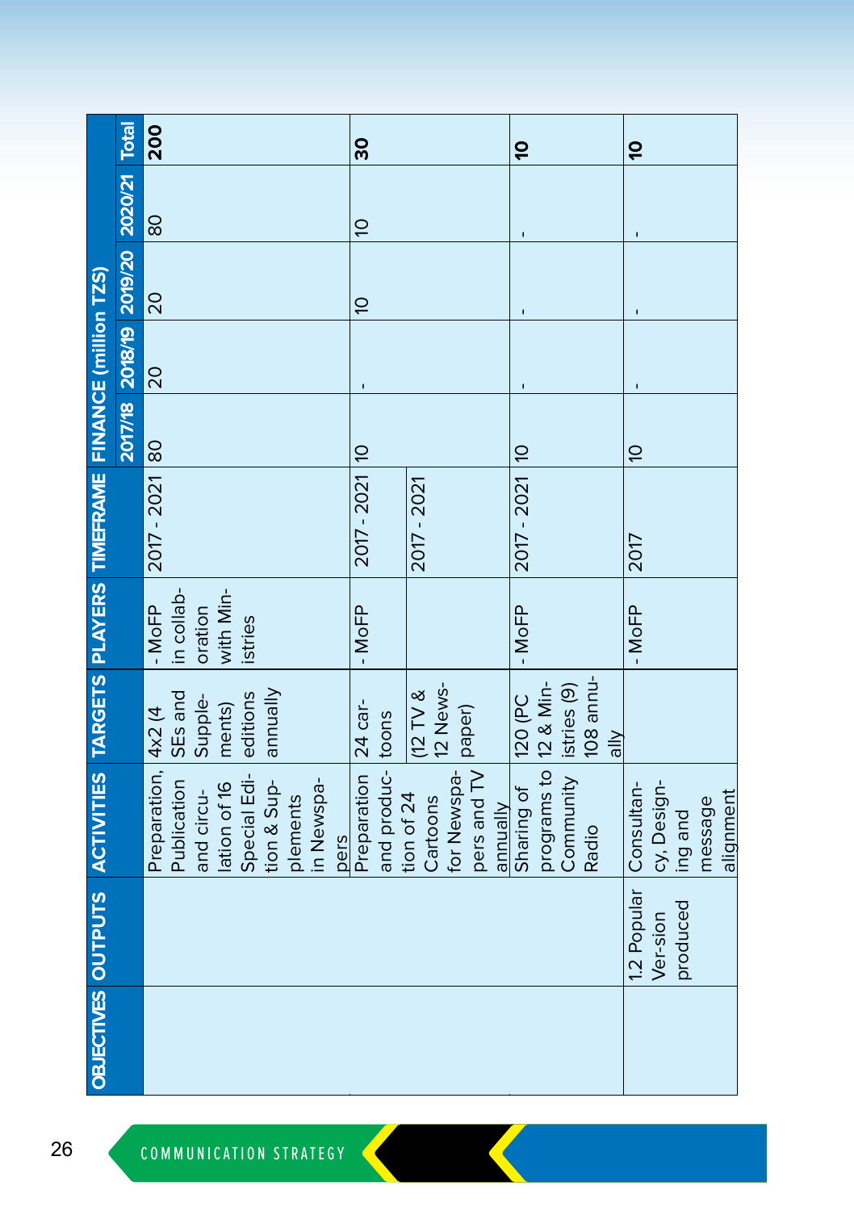| OBJECTIVES | OUTPUTS | ACTIVITIES | TARGETS | PLAYERS | TIMEFRAME | FINANCE (million TZS) | | | | | |
|---|---|---|---|---|---|---|---|---|---|---|---|
| | | | | | | 2017/18 | 2018/19 | 2019/20 | 2020/21 | Total |
| | | Preparation, Publication and circulation of 16 Special Edition & Supplements in Newspapers | 4x2 (4 SEs and Supplements) editions annually | - MoFP in collaboration with Ministries | 2017 - 2021 | 80 | 20 | 20 | 80 | **200** |
| | | Preparation and production of 24 Cartoons for Newspapers and TV annually | 24 cartoons (12 TV & 12 Newspaper) | - MoFP | 2017 - 2021 / 2017 - 2021 | 10 | - | 10 | 10 | **30** |
| | | Sharing of programs to Community Radio | 120 (PC 12 & Ministries (9) 108 annually | - MoFP | 2017 - 2021 | 10 | - | - | - | **10** |
| | 1.2 Popular Ver-sion produced | Consultancy, Designing and message alignment | | - MoFP | 2017 | 10 | - | - | - | **10** |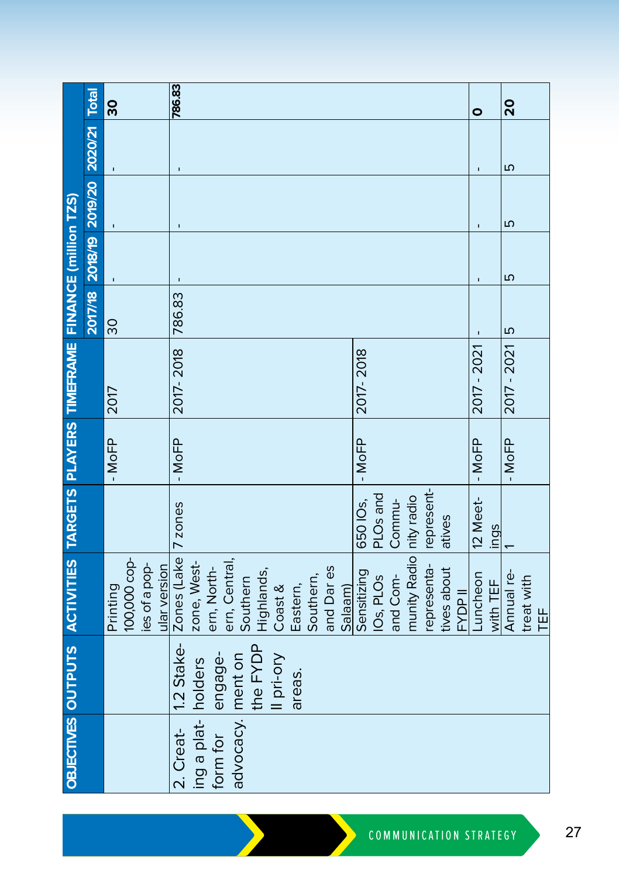| OBJECTIVES | OUTPUTS | ACTIVITIES | TARGETS | PLAYERS | TIMEFRAME | FINANCE (million TZS) | | | | |
|---|---|---|---|---|---|---|---|---|---|---|
| | | | | | | 2017/18 | 2018/19 | 2019/20 | 2020/21 | Total |
| | | Printing 100,000 copies of a popular version | | - MoFP | 2017 | 30 | - | - | - | **30** |
| 2. Creating a platform for advocacy. | 1.2 Stakeholders engagement on the FYDP II priory areas. | Zones (Lake zone, Western, Northern, Central, Southern Highlands, Coast & Eastern, Southern, and Dar es Salaam) | 7 zones | - MoFP | 2017- 2018 | 786.83 | - | - | - | **786.83** |
| | | Sensitizing IOs, PLOs and Community Radio representatives about FYDP II | 650 IOs, PLOs and Community radio representatives | - MoFP | 2017- 2018 | | | | | |
| | | Luncheon with TEF | 12 Meetings | - MoFP | 2017 - 2021 | - | - | - | - | **0** |
| | | Annual retreat with TEF | 1 | - MoFP | 2017 - 2021 | 5 | 5 | 5 | 5 | **20** |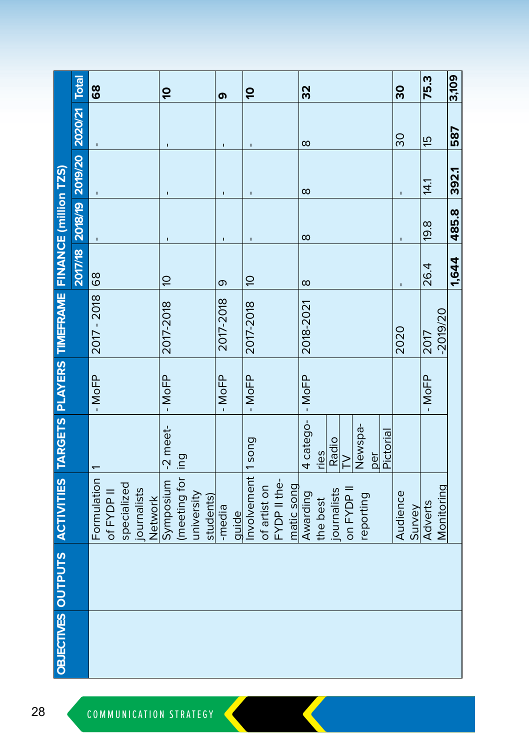| OBJECTIVES | OUTPUTS | ACTIVITIES | TARGETS | PLAYERS | TIMEFRAME | FINANCE (million TZS) | | | | | |
|---|---|---|---|---|---|---|---|---|---|---|---|
| | | | | | | 2017/18 | 2018/19 | 2019/20 | 2020/21 | Total |
| | | Formulation of FYDP II specialized journalists Network | 1 | - MoFP | 2017 - 2018 | 68 | - | - | - | **68** |
| | | Symposium (meeting for university students) | -2 meeting | - MoFP | 2017-2018 | 10 | - | - | - | **10** |
| | | -media guide | | - MoFP | 2017-2018 | 9 | - | - | - | **9** |
| | | Involvement of artist on FYDP II thematic song | 1 song | - MoFP | 2017-2018 | 10 | - | - | - | **10** |
| | | Awarding the best journalists on FYDP II reporting | 4 categories: Radio, TV, Newspaper, Pictorial | - MoFP | 2018-2021 | 8 | 8 | 8 | 8 | **32** |
| | | Audience Survey | | | 2020 | - | - | - | 30 | **30** |
| | | Adverts Monitoring | | - MoFP | 2017 -2019/20 | 26.4 | 19.8 | 14.1 | 15 | **75.3** |
| | | | | | | **1,644** | **485.8** | **392.1** | **587** | **3,109** |